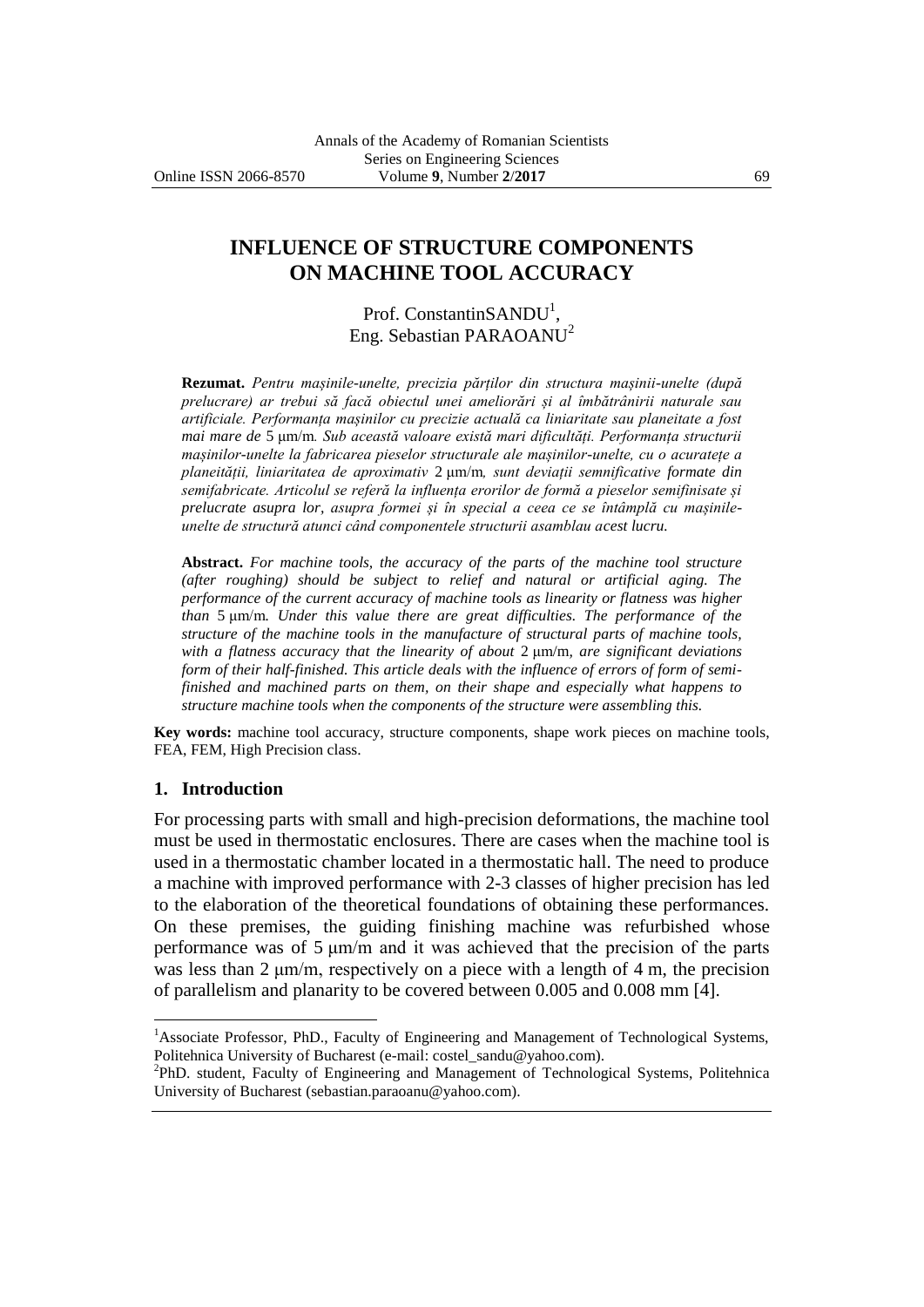# INFLUENCE OF STRUCTURE COMPONENTS ON MACHINE TOOL ACCURACY

Prof. ConstantinSANDU[1],
Eng. Sebastian PARAOANU[2]

**Rezumat.** *Pentru mașinile-unelte, precizia părților din structura mașinii-unelte (după prelucrare) ar trebui să facă obiectul unei ameliorări și al îmbătrânirii naturale sau artificiale. Performanța mașinilor cu precizie actuală ca liniaritate sau planeitate a fost mai mare de* 5 μm/m*. Sub această valoare există mari dificultăți. Performanța structurii mașinilor-unelte la fabricarea pieselor structurale ale mașinilor-unelte, cu o acuratețe a planeității, liniaritatea de aproximativ* 2 μm/m*, sunt deviații semnificative formate din semifabricate. Articolul se referă la influența erorilor de formă a pieselor semifinisate și prelucrate asupra lor, asupra formei și în special a ceea ce se întâmplă cu mașinile-unelte de structură atunci când componentele structurii asamblau acest lucru.*

**Abstract.** *For machine tools, the accuracy of the parts of the machine tool structure (after roughing) should be subject to relief and natural or artificial aging. The performance of the current accuracy of machine tools as linearity or flatness was higher than* 5 μm/m*. Under this value there are great difficulties. The performance of the structure of the machine tools in the manufacture of structural parts of machine tools, with a flatness accuracy that the linearity of about* 2 μm/m*, are significant deviations form of their half-finished. This article deals with the influence of errors of form of semi-finished and machined parts on them, on their shape and especially what happens to structure machine tools when the components of the structure were assembling this.*

**Key words:** machine tool accuracy, structure components, shape work pieces on machine tools, FEA, FEM, High Precision class.

## 1. Introduction

For processing parts with small and high-precision deformations, the machine tool must be used in thermostatic enclosures. There are cases when the machine tool is used in a thermostatic chamber located in a thermostatic hall. The need to produce a machine with improved performance with 2-3 classes of higher precision has led to the elaboration of the theoretical foundations of obtaining these performances. On these premises, the guiding finishing machine was refurbished whose performance was of 5 μm/m and it was achieved that the precision of the parts was less than 2 μm/m, respectively on a piece with a length of 4 m, the precision of parallelism and planarity to be covered between 0.005 and 0.008 mm [4].

---

[1]Associate Professor, PhD., Faculty of Engineering and Management of Technological Systems, Politehnica University of Bucharest (e-mail: costel_sandu@yahoo.com).

[2]PhD. student, Faculty of Engineering and Management of Technological Systems, Politehnica University of Bucharest (sebastian.paraoanu@yahoo.com).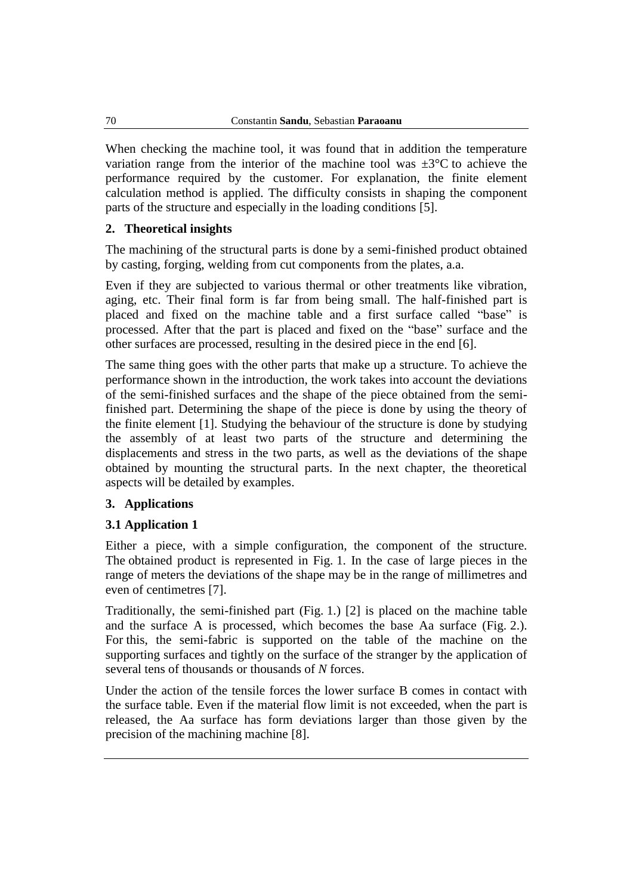When checking the machine tool, it was found that in addition the temperature variation range from the interior of the machine tool was ±3°C to achieve the performance required by the customer. For explanation, the finite element calculation method is applied. The difficulty consists in shaping the component parts of the structure and especially in the loading conditions [5].

## 2. Theoretical insights

The machining of the structural parts is done by a semi-finished product obtained by casting, forging, welding from cut components from the plates, a.a.

Even if they are subjected to various thermal or other treatments like vibration, aging, etc. Their final form is far from being small. The half-finished part is placed and fixed on the machine table and a first surface called "base" is processed. After that the part is placed and fixed on the "base" surface and the other surfaces are processed, resulting in the desired piece in the end [6].

The same thing goes with the other parts that make up a structure. To achieve the performance shown in the introduction, the work takes into account the deviations of the semi-finished surfaces and the shape of the piece obtained from the semi-finished part. Determining the shape of the piece is done by using the theory of the finite element [1]. Studying the behaviour of the structure is done by studying the assembly of at least two parts of the structure and determining the displacements and stress in the two parts, as well as the deviations of the shape obtained by mounting the structural parts. In the next chapter, the theoretical aspects will be detailed by examples.

## 3. Applications

### 3.1 Application 1

Either a piece, with a simple configuration, the component of the structure. The obtained product is represented in Fig. 1. In the case of large pieces in the range of meters the deviations of the shape may be in the range of millimetres and even of centimetres [7].

Traditionally, the semi-finished part (Fig. 1.) [2] is placed on the machine table and the surface A is processed, which becomes the base Aa surface (Fig. 2.). For this, the semi-fabric is supported on the table of the machine on the supporting surfaces and tightly on the surface of the stranger by the application of several tens of thousands or thousands of *N* forces.

Under the action of the tensile forces the lower surface B comes in contact with the surface table. Even if the material flow limit is not exceeded, when the part is released, the Aa surface has form deviations larger than those given by the precision of the machining machine [8].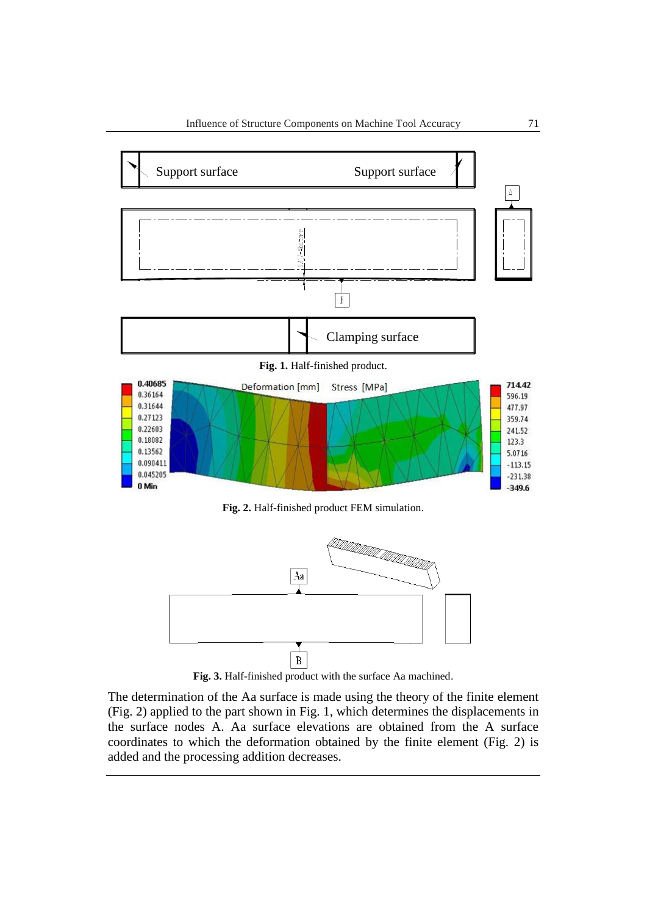**Fig. 1.** Half-finished product.

**Fig. 2.** Half-finished product FEM simulation.

**Fig. 3.** Half-finished product with the surface Aa machined.

The determination of the Aa surface is made using the theory of the finite element (Fig. 2) applied to the part shown in Fig. 1, which determines the displacements in the surface nodes A. Aa surface elevations are obtained from the A surface coordinates to which the deformation obtained by the finite element (Fig. 2) is added and the processing addition decreases.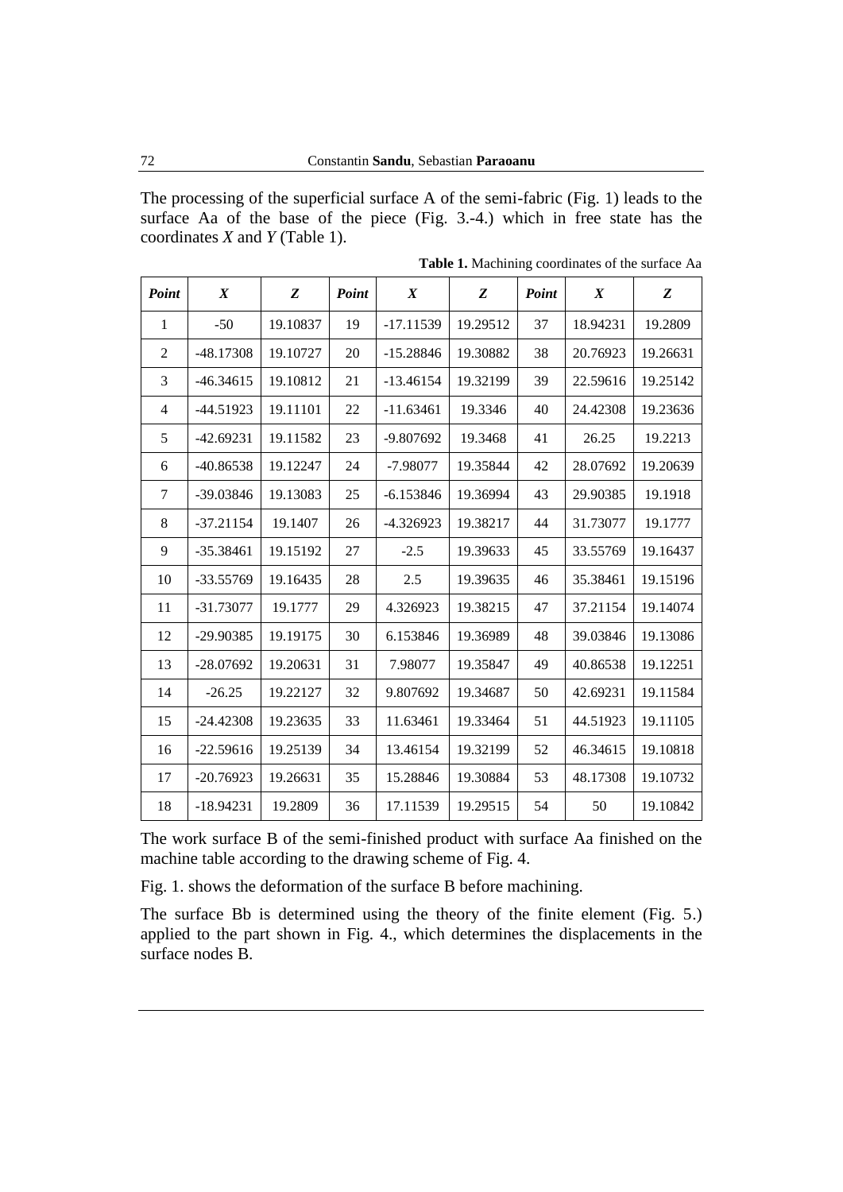The processing of the superficial surface A of the semi-fabric (Fig. 1) leads to the surface Aa of the base of the piece (Fig. 3.-4.) which in free state has the coordinates *X* and *Y* (Table 1).

**Table 1.** Machining coordinates of the surface Aa

| *Point* | *X* | *Z* | *Point* | *X* | *Z* | *Point* | *X* | *Z* |
|---|---|---|---|---|---|---|---|---|
| 1 | -50 | 19.10837 | 19 | -17.11539 | 19.29512 | 37 | 18.94231 | 19.2809 |
| 2 | -48.17308 | 19.10727 | 20 | -15.28846 | 19.30882 | 38 | 20.76923 | 19.26631 |
| 3 | -46.34615 | 19.10812 | 21 | -13.46154 | 19.32199 | 39 | 22.59616 | 19.25142 |
| 4 | -44.51923 | 19.11101 | 22 | -11.63461 | 19.3346 | 40 | 24.42308 | 19.23636 |
| 5 | -42.69231 | 19.11582 | 23 | -9.807692 | 19.3468 | 41 | 26.25 | 19.2213 |
| 6 | -40.86538 | 19.12247 | 24 | -7.98077 | 19.35844 | 42 | 28.07692 | 19.20639 |
| 7 | -39.03846 | 19.13083 | 25 | -6.153846 | 19.36994 | 43 | 29.90385 | 19.1918 |
| 8 | -37.21154 | 19.1407 | 26 | -4.326923 | 19.38217 | 44 | 31.73077 | 19.1777 |
| 9 | -35.38461 | 19.15192 | 27 | -2.5 | 19.39633 | 45 | 33.55769 | 19.16437 |
| 10 | -33.55769 | 19.16435 | 28 | 2.5 | 19.39635 | 46 | 35.38461 | 19.15196 |
| 11 | -31.73077 | 19.1777 | 29 | 4.326923 | 19.38215 | 47 | 37.21154 | 19.14074 |
| 12 | -29.90385 | 19.19175 | 30 | 6.153846 | 19.36989 | 48 | 39.03846 | 19.13086 |
| 13 | -28.07692 | 19.20631 | 31 | 7.98077 | 19.35847 | 49 | 40.86538 | 19.12251 |
| 14 | -26.25 | 19.22127 | 32 | 9.807692 | 19.34687 | 50 | 42.69231 | 19.11584 |
| 15 | -24.42308 | 19.23635 | 33 | 11.63461 | 19.33464 | 51 | 44.51923 | 19.11105 |
| 16 | -22.59616 | 19.25139 | 34 | 13.46154 | 19.32199 | 52 | 46.34615 | 19.10818 |
| 17 | -20.76923 | 19.26631 | 35 | 15.28846 | 19.30884 | 53 | 48.17308 | 19.10732 |
| 18 | -18.94231 | 19.2809 | 36 | 17.11539 | 19.29515 | 54 | 50 | 19.10842 |

The work surface B of the semi-finished product with surface Aa finished on the machine table according to the drawing scheme of Fig. 4.

Fig. 1. shows the deformation of the surface B before machining.

The surface Bb is determined using the theory of the finite element (Fig. 5.) applied to the part shown in Fig. 4., which determines the displacements in the surface nodes B.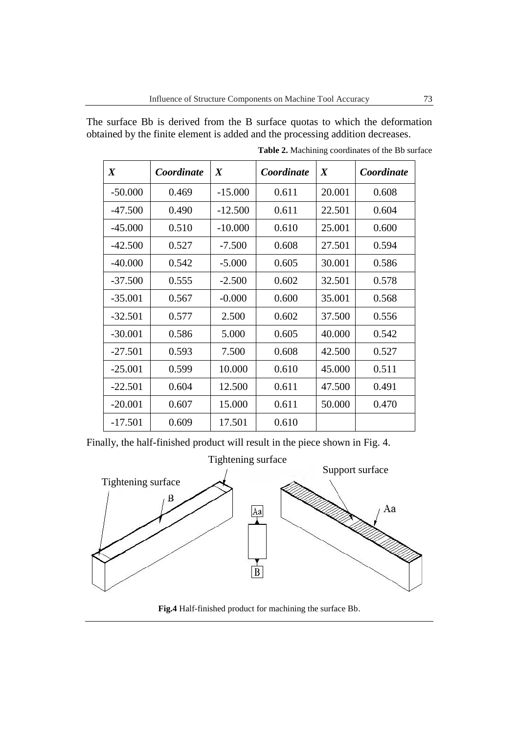The surface Bb is derived from the B surface quotas to which the deformation obtained by the finite element is added and the processing addition decreases.

**Table 2.** Machining coordinates of the Bb surface

| ***X*** | ***Coordinate*** | ***X*** | ***Coordinate*** | ***X*** | ***Coordinate*** |
|---|---|---|---|---|---|
| -50.000 | 0.469 | -15.000 | 0.611 | 20.001 | 0.608 |
| -47.500 | 0.490 | -12.500 | 0.611 | 22.501 | 0.604 |
| -45.000 | 0.510 | -10.000 | 0.610 | 25.001 | 0.600 |
| -42.500 | 0.527 | -7.500 | 0.608 | 27.501 | 0.594 |
| -40.000 | 0.542 | -5.000 | 0.605 | 30.001 | 0.586 |
| -37.500 | 0.555 | -2.500 | 0.602 | 32.501 | 0.578 |
| -35.001 | 0.567 | -0.000 | 0.600 | 35.001 | 0.568 |
| -32.501 | 0.577 | 2.500 | 0.602 | 37.500 | 0.556 |
| -30.001 | 0.586 | 5.000 | 0.605 | 40.000 | 0.542 |
| -27.501 | 0.593 | 7.500 | 0.608 | 42.500 | 0.527 |
| -25.001 | 0.599 | 10.000 | 0.610 | 45.000 | 0.511 |
| -22.501 | 0.604 | 12.500 | 0.611 | 47.500 | 0.491 |
| -20.001 | 0.607 | 15.000 | 0.611 | 50.000 | 0.470 |
| -17.501 | 0.609 | 17.501 | 0.610 | | |

Finally, the half-finished product will result in the piece shown in Fig. 4.

Tightening surface

Support surface

Tightening surface

B

Aa

Aa

B

**Fig.4** Half-finished product for machining the surface Bb.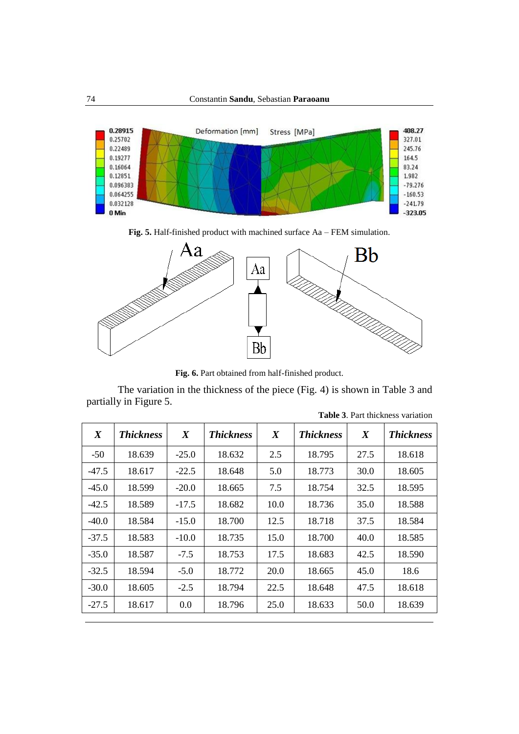**Fig. 5.** Half-finished product with machined surface Aa – FEM simulation.

**Fig. 6.** Part obtained from half-finished product.

The variation in the thickness of the piece (Fig. 4) is shown in Table 3 and partially in Figure 5.

**Table 3**. Part thickness variation

| ***X*** | ***Thickness*** | ***X*** | ***Thickness*** | ***X*** | ***Thickness*** | ***X*** | ***Thickness*** |
|---|---|---|---|---|---|---|---|
| -50 | 18.639 | -25.0 | 18.632 | 2.5 | 18.795 | 27.5 | 18.618 |
| -47.5 | 18.617 | -22.5 | 18.648 | 5.0 | 18.773 | 30.0 | 18.605 |
| -45.0 | 18.599 | -20.0 | 18.665 | 7.5 | 18.754 | 32.5 | 18.595 |
| -42.5 | 18.589 | -17.5 | 18.682 | 10.0 | 18.736 | 35.0 | 18.588 |
| -40.0 | 18.584 | -15.0 | 18.700 | 12.5 | 18.718 | 37.5 | 18.584 |
| -37.5 | 18.583 | -10.0 | 18.735 | 15.0 | 18.700 | 40.0 | 18.585 |
| -35.0 | 18.587 | -7.5 | 18.753 | 17.5 | 18.683 | 42.5 | 18.590 |
| -32.5 | 18.594 | -5.0 | 18.772 | 20.0 | 18.665 | 45.0 | 18.6 |
| -30.0 | 18.605 | -2.5 | 18.794 | 22.5 | 18.648 | 47.5 | 18.618 |
| -27.5 | 18.617 | 0.0 | 18.796 | 25.0 | 18.633 | 50.0 | 18.639 |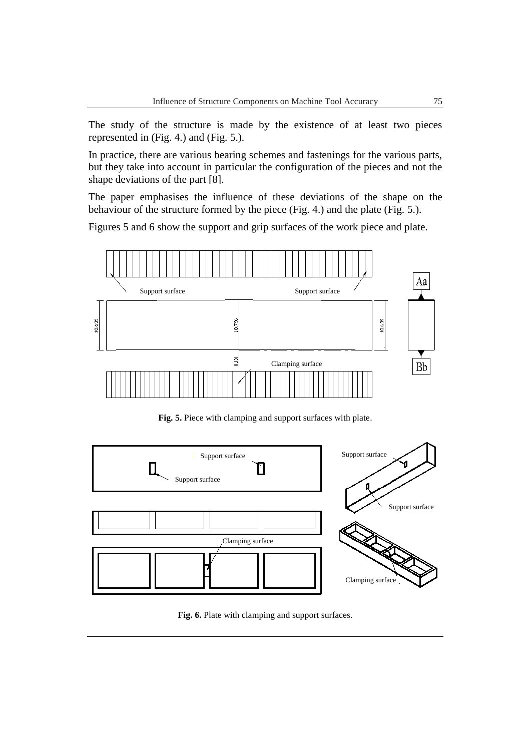The study of the structure is made by the existence of at least two pieces represented in (Fig. 4.) and (Fig. 5.).

In practice, there are various bearing schemes and fastenings for the various parts, but they take into account in particular the configuration of the pieces and not the shape deviations of the part [8].

The paper emphasises the influence of these deviations of the shape on the behaviour of the structure formed by the piece (Fig. 4.) and the plate (Fig. 5.).

Figures 5 and 6 show the support and grip surfaces of the work piece and plate.

**Fig. 5.** Piece with clamping and support surfaces with plate.

**Fig. 6.** Plate with clamping and support surfaces.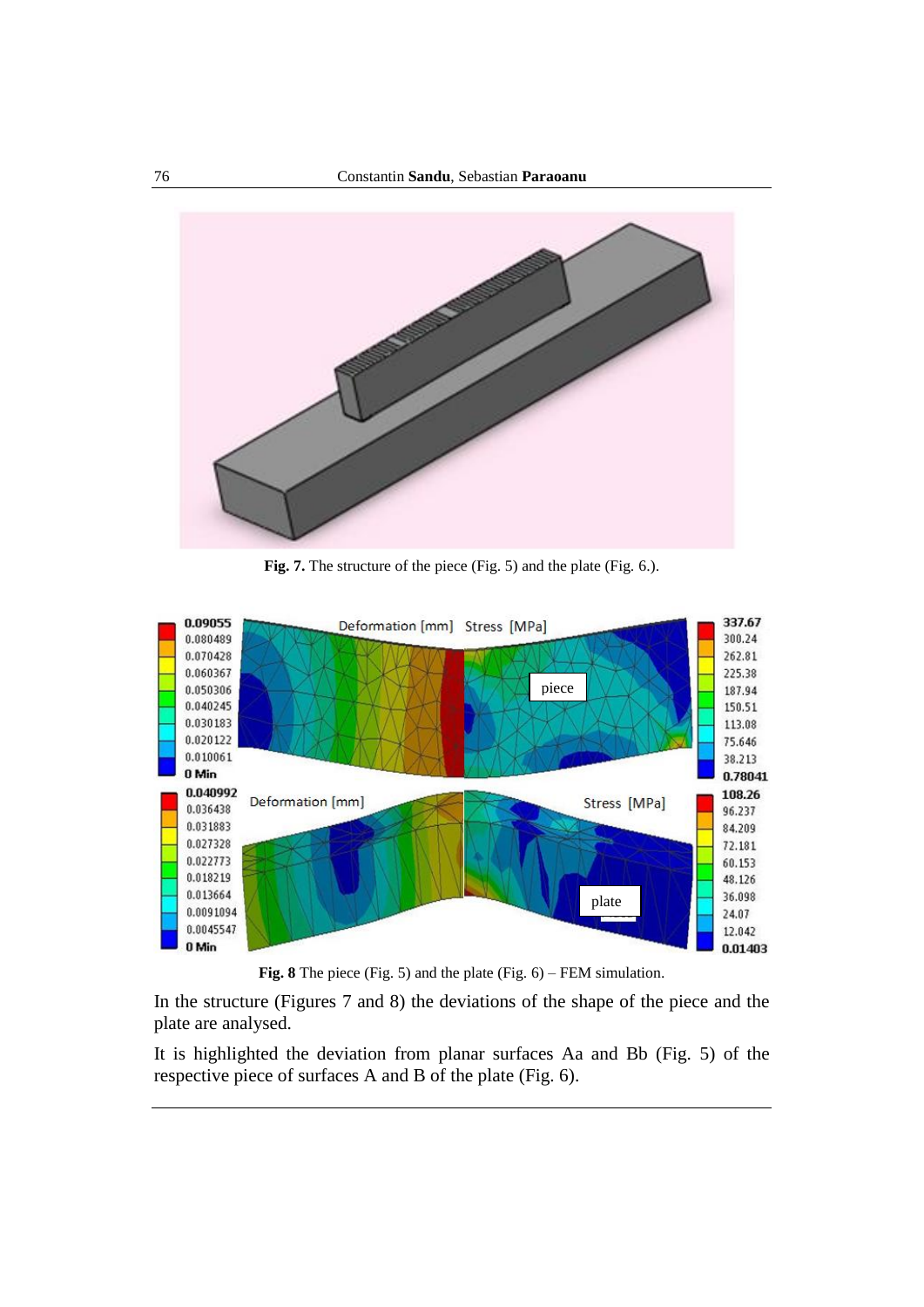**Fig. 7.** The structure of the piece (Fig. 5) and the plate (Fig. 6.).

**Fig. 8** The piece (Fig. 5) and the plate (Fig. 6) – FEM simulation.

In the structure (Figures 7 and 8) the deviations of the shape of the piece and the plate are analysed.

It is highlighted the deviation from planar surfaces Aa and Bb (Fig. 5) of the respective piece of surfaces A and B of the plate (Fig. 6).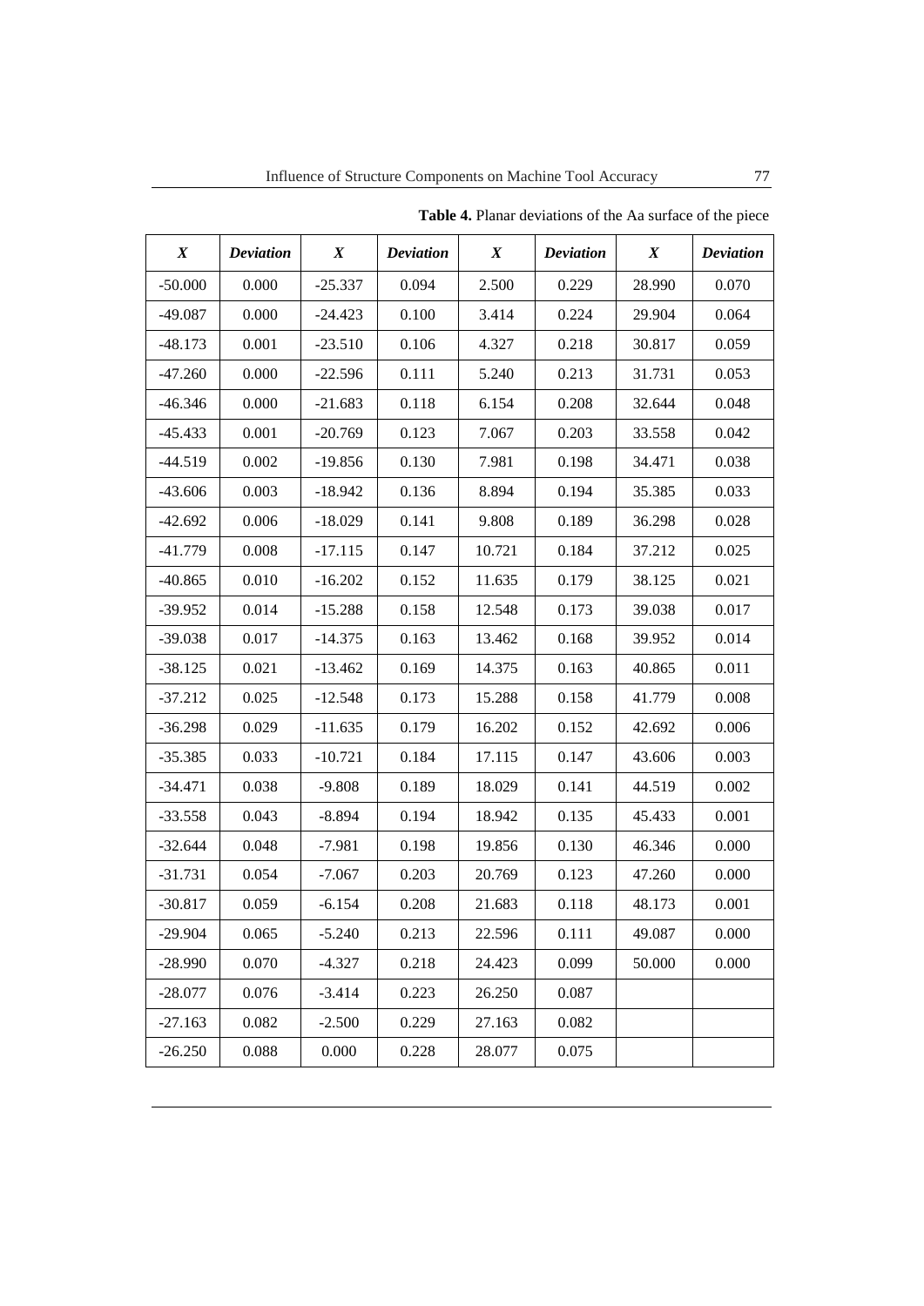**Table 4.** Planar deviations of the Aa surface of the piece

| *X* | *Deviation* | *X* | *Deviation* | *X* | *Deviation* | *X* | *Deviation* |
|---|---|---|---|---|---|---|---|
| -50.000 | 0.000 | -25.337 | 0.094 | 2.500 | 0.229 | 28.990 | 0.070 |
| -49.087 | 0.000 | -24.423 | 0.100 | 3.414 | 0.224 | 29.904 | 0.064 |
| -48.173 | 0.001 | -23.510 | 0.106 | 4.327 | 0.218 | 30.817 | 0.059 |
| -47.260 | 0.000 | -22.596 | 0.111 | 5.240 | 0.213 | 31.731 | 0.053 |
| -46.346 | 0.000 | -21.683 | 0.118 | 6.154 | 0.208 | 32.644 | 0.048 |
| -45.433 | 0.001 | -20.769 | 0.123 | 7.067 | 0.203 | 33.558 | 0.042 |
| -44.519 | 0.002 | -19.856 | 0.130 | 7.981 | 0.198 | 34.471 | 0.038 |
| -43.606 | 0.003 | -18.942 | 0.136 | 8.894 | 0.194 | 35.385 | 0.033 |
| -42.692 | 0.006 | -18.029 | 0.141 | 9.808 | 0.189 | 36.298 | 0.028 |
| -41.779 | 0.008 | -17.115 | 0.147 | 10.721 | 0.184 | 37.212 | 0.025 |
| -40.865 | 0.010 | -16.202 | 0.152 | 11.635 | 0.179 | 38.125 | 0.021 |
| -39.952 | 0.014 | -15.288 | 0.158 | 12.548 | 0.173 | 39.038 | 0.017 |
| -39.038 | 0.017 | -14.375 | 0.163 | 13.462 | 0.168 | 39.952 | 0.014 |
| -38.125 | 0.021 | -13.462 | 0.169 | 14.375 | 0.163 | 40.865 | 0.011 |
| -37.212 | 0.025 | -12.548 | 0.173 | 15.288 | 0.158 | 41.779 | 0.008 |
| -36.298 | 0.029 | -11.635 | 0.179 | 16.202 | 0.152 | 42.692 | 0.006 |
| -35.385 | 0.033 | -10.721 | 0.184 | 17.115 | 0.147 | 43.606 | 0.003 |
| -34.471 | 0.038 | -9.808 | 0.189 | 18.029 | 0.141 | 44.519 | 0.002 |
| -33.558 | 0.043 | -8.894 | 0.194 | 18.942 | 0.135 | 45.433 | 0.001 |
| -32.644 | 0.048 | -7.981 | 0.198 | 19.856 | 0.130 | 46.346 | 0.000 |
| -31.731 | 0.054 | -7.067 | 0.203 | 20.769 | 0.123 | 47.260 | 0.000 |
| -30.817 | 0.059 | -6.154 | 0.208 | 21.683 | 0.118 | 48.173 | 0.001 |
| -29.904 | 0.065 | -5.240 | 0.213 | 22.596 | 0.111 | 49.087 | 0.000 |
| -28.990 | 0.070 | -4.327 | 0.218 | 24.423 | 0.099 | 50.000 | 0.000 |
| -28.077 | 0.076 | -3.414 | 0.223 | 26.250 | 0.087 | | |
| -27.163 | 0.082 | -2.500 | 0.229 | 27.163 | 0.082 | | |
| -26.250 | 0.088 | 0.000 | 0.228 | 28.077 | 0.075 | | |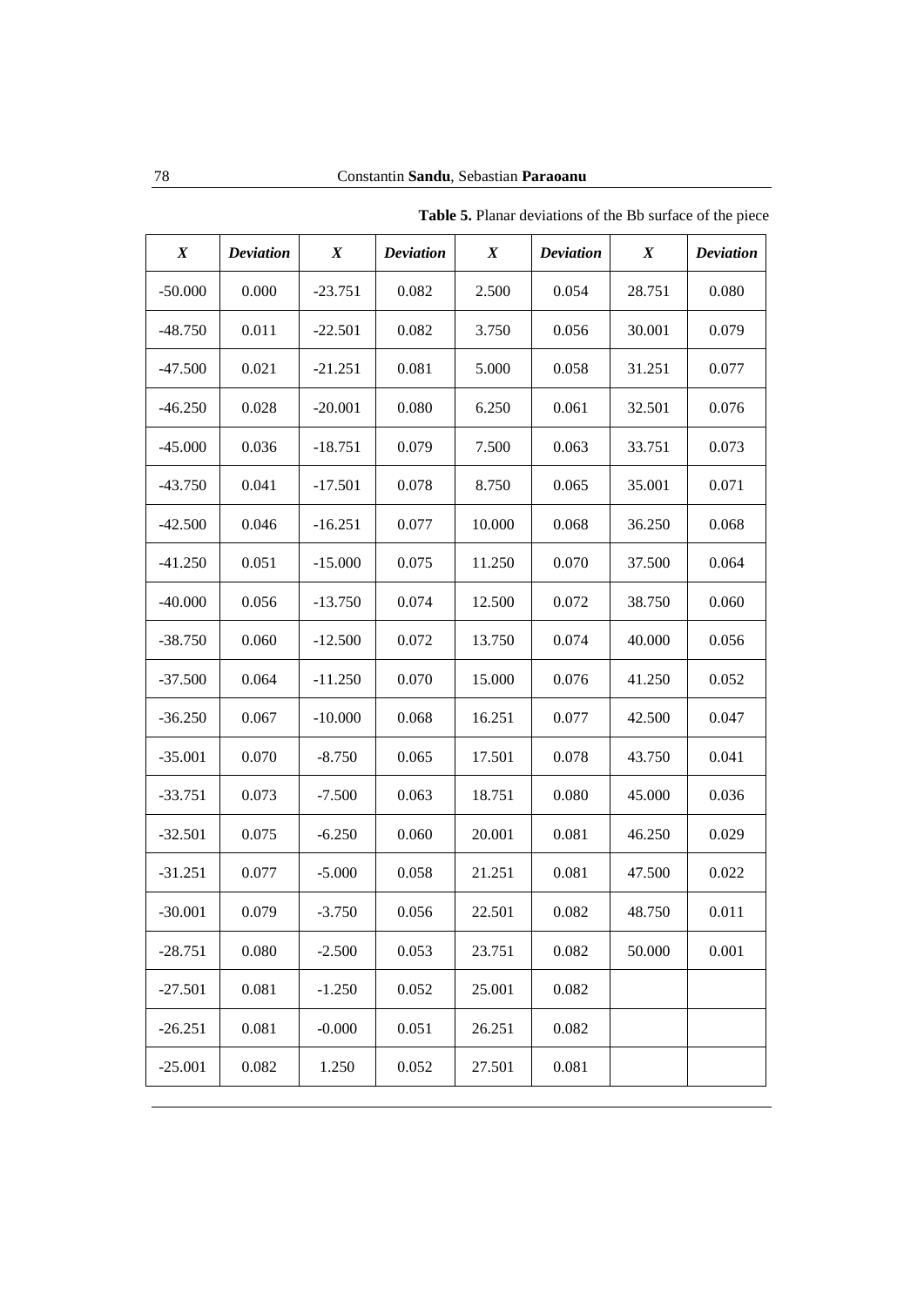**Table 5.** Planar deviations of the Bb surface of the piece

| *X* | *Deviation* | *X* | *Deviation* | *X* | *Deviation* | *X* | *Deviation* |
|---|---|---|---|---|---|---|---|
| -50.000 | 0.000 | -23.751 | 0.082 | 2.500 | 0.054 | 28.751 | 0.080 |
| -48.750 | 0.011 | -22.501 | 0.082 | 3.750 | 0.056 | 30.001 | 0.079 |
| -47.500 | 0.021 | -21.251 | 0.081 | 5.000 | 0.058 | 31.251 | 0.077 |
| -46.250 | 0.028 | -20.001 | 0.080 | 6.250 | 0.061 | 32.501 | 0.076 |
| -45.000 | 0.036 | -18.751 | 0.079 | 7.500 | 0.063 | 33.751 | 0.073 |
| -43.750 | 0.041 | -17.501 | 0.078 | 8.750 | 0.065 | 35.001 | 0.071 |
| -42.500 | 0.046 | -16.251 | 0.077 | 10.000 | 0.068 | 36.250 | 0.068 |
| -41.250 | 0.051 | -15.000 | 0.075 | 11.250 | 0.070 | 37.500 | 0.064 |
| -40.000 | 0.056 | -13.750 | 0.074 | 12.500 | 0.072 | 38.750 | 0.060 |
| -38.750 | 0.060 | -12.500 | 0.072 | 13.750 | 0.074 | 40.000 | 0.056 |
| -37.500 | 0.064 | -11.250 | 0.070 | 15.000 | 0.076 | 41.250 | 0.052 |
| -36.250 | 0.067 | -10.000 | 0.068 | 16.251 | 0.077 | 42.500 | 0.047 |
| -35.001 | 0.070 | -8.750 | 0.065 | 17.501 | 0.078 | 43.750 | 0.041 |
| -33.751 | 0.073 | -7.500 | 0.063 | 18.751 | 0.080 | 45.000 | 0.036 |
| -32.501 | 0.075 | -6.250 | 0.060 | 20.001 | 0.081 | 46.250 | 0.029 |
| -31.251 | 0.077 | -5.000 | 0.058 | 21.251 | 0.081 | 47.500 | 0.022 |
| -30.001 | 0.079 | -3.750 | 0.056 | 22.501 | 0.082 | 48.750 | 0.011 |
| -28.751 | 0.080 | -2.500 | 0.053 | 23.751 | 0.082 | 50.000 | 0.001 |
| -27.501 | 0.081 | -1.250 | 0.052 | 25.001 | 0.082 | | |
| -26.251 | 0.081 | -0.000 | 0.051 | 26.251 | 0.082 | | |
| -25.001 | 0.082 | 1.250 | 0.052 | 27.501 | 0.081 | | |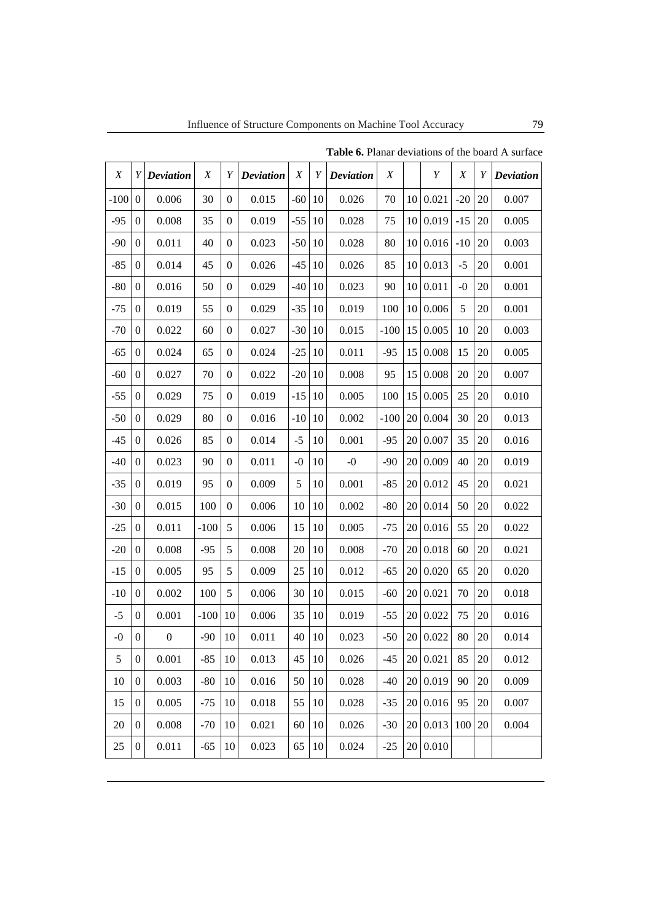**Table 6.** Planar deviations of the board A surface

| *X* | *Y* | *Deviation* | *X* | *Y* | *Deviation* | *X* | *Y* | *Deviation* | *X* | | *Y* | *X* | *Y* | *Deviation* |
|---|---|---|---|---|---|---|---|---|---|---|---|---|---|---|
| -100 | 0 | 0.006 | 30 | 0 | 0.015 | -60 | 10 | 0.026 | 70 | 10 | 0.021 | -20 | 20 | 0.007 |
| -95 | 0 | 0.008 | 35 | 0 | 0.019 | -55 | 10 | 0.028 | 75 | 10 | 0.019 | -15 | 20 | 0.005 |
| -90 | 0 | 0.011 | 40 | 0 | 0.023 | -50 | 10 | 0.028 | 80 | 10 | 0.016 | -10 | 20 | 0.003 |
| -85 | 0 | 0.014 | 45 | 0 | 0.026 | -45 | 10 | 0.026 | 85 | 10 | 0.013 | -5 | 20 | 0.001 |
| -80 | 0 | 0.016 | 50 | 0 | 0.029 | -40 | 10 | 0.023 | 90 | 10 | 0.011 | -0 | 20 | 0.001 |
| -75 | 0 | 0.019 | 55 | 0 | 0.029 | -35 | 10 | 0.019 | 100 | 10 | 0.006 | 5 | 20 | 0.001 |
| -70 | 0 | 0.022 | 60 | 0 | 0.027 | -30 | 10 | 0.015 | -100 | 15 | 0.005 | 10 | 20 | 0.003 |
| -65 | 0 | 0.024 | 65 | 0 | 0.024 | -25 | 10 | 0.011 | -95 | 15 | 0.008 | 15 | 20 | 0.005 |
| -60 | 0 | 0.027 | 70 | 0 | 0.022 | -20 | 10 | 0.008 | 95 | 15 | 0.008 | 20 | 20 | 0.007 |
| -55 | 0 | 0.029 | 75 | 0 | 0.019 | -15 | 10 | 0.005 | 100 | 15 | 0.005 | 25 | 20 | 0.010 |
| -50 | 0 | 0.029 | 80 | 0 | 0.016 | -10 | 10 | 0.002 | -100 | 20 | 0.004 | 30 | 20 | 0.013 |
| -45 | 0 | 0.026 | 85 | 0 | 0.014 | -5 | 10 | 0.001 | -95 | 20 | 0.007 | 35 | 20 | 0.016 |
| -40 | 0 | 0.023 | 90 | 0 | 0.011 | -0 | 10 | -0 | -90 | 20 | 0.009 | 40 | 20 | 0.019 |
| -35 | 0 | 0.019 | 95 | 0 | 0.009 | 5 | 10 | 0.001 | -85 | 20 | 0.012 | 45 | 20 | 0.021 |
| -30 | 0 | 0.015 | 100 | 0 | 0.006 | 10 | 10 | 0.002 | -80 | 20 | 0.014 | 50 | 20 | 0.022 |
| -25 | 0 | 0.011 | -100 | 5 | 0.006 | 15 | 10 | 0.005 | -75 | 20 | 0.016 | 55 | 20 | 0.022 |
| -20 | 0 | 0.008 | -95 | 5 | 0.008 | 20 | 10 | 0.008 | -70 | 20 | 0.018 | 60 | 20 | 0.021 |
| -15 | 0 | 0.005 | 95 | 5 | 0.009 | 25 | 10 | 0.012 | -65 | 20 | 0.020 | 65 | 20 | 0.020 |
| -10 | 0 | 0.002 | 100 | 5 | 0.006 | 30 | 10 | 0.015 | -60 | 20 | 0.021 | 70 | 20 | 0.018 |
| -5 | 0 | 0.001 | -100 | 10 | 0.006 | 35 | 10 | 0.019 | -55 | 20 | 0.022 | 75 | 20 | 0.016 |
| -0 | 0 | 0 | -90 | 10 | 0.011 | 40 | 10 | 0.023 | -50 | 20 | 0.022 | 80 | 20 | 0.014 |
| 5 | 0 | 0.001 | -85 | 10 | 0.013 | 45 | 10 | 0.026 | -45 | 20 | 0.021 | 85 | 20 | 0.012 |
| 10 | 0 | 0.003 | -80 | 10 | 0.016 | 50 | 10 | 0.028 | -40 | 20 | 0.019 | 90 | 20 | 0.009 |
| 15 | 0 | 0.005 | -75 | 10 | 0.018 | 55 | 10 | 0.028 | -35 | 20 | 0.016 | 95 | 20 | 0.007 |
| 20 | 0 | 0.008 | -70 | 10 | 0.021 | 60 | 10 | 0.026 | -30 | 20 | 0.013 | 100 | 20 | 0.004 |
| 25 | 0 | 0.011 | -65 | 10 | 0.023 | 65 | 10 | 0.024 | -25 | 20 | 0.010 | | | |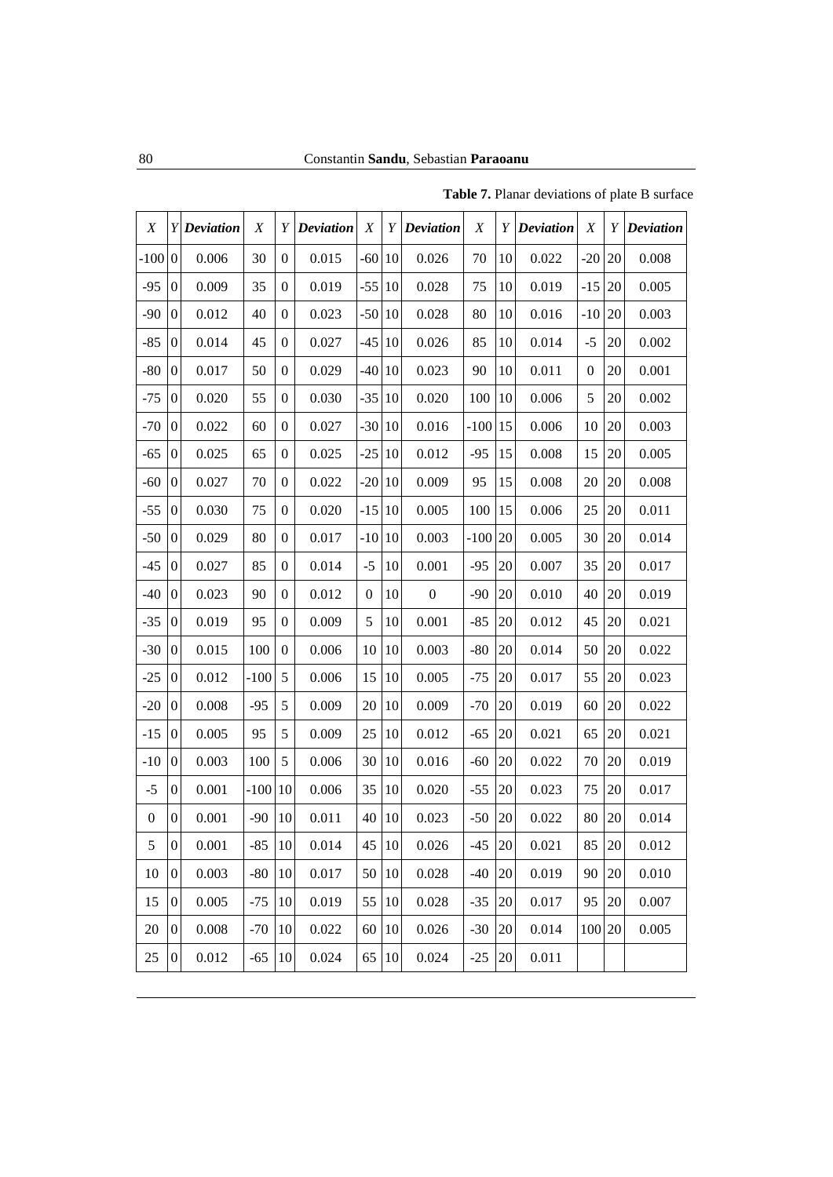**Table 7.** Planar deviations of plate B surface

| *X* | *Y* | ***Deviation*** | *X* | *Y* | ***Deviation*** | *X* | *Y* | ***Deviation*** | *X* | *Y* | ***Deviation*** | *X* | *Y* | ***Deviation*** |
|---|---|---|---|---|---|---|---|---|---|---|---|---|---|---|
| -100 | 0 | 0.006 | 30 | 0 | 0.015 | -60 | 10 | 0.026 | 70 | 10 | 0.022 | -20 | 20 | 0.008 |
| -95 | 0 | 0.009 | 35 | 0 | 0.019 | -55 | 10 | 0.028 | 75 | 10 | 0.019 | -15 | 20 | 0.005 |
| -90 | 0 | 0.012 | 40 | 0 | 0.023 | -50 | 10 | 0.028 | 80 | 10 | 0.016 | -10 | 20 | 0.003 |
| -85 | 0 | 0.014 | 45 | 0 | 0.027 | -45 | 10 | 0.026 | 85 | 10 | 0.014 | -5 | 20 | 0.002 |
| -80 | 0 | 0.017 | 50 | 0 | 0.029 | -40 | 10 | 0.023 | 90 | 10 | 0.011 | 0 | 20 | 0.001 |
| -75 | 0 | 0.020 | 55 | 0 | 0.030 | -35 | 10 | 0.020 | 100 | 10 | 0.006 | 5 | 20 | 0.002 |
| -70 | 0 | 0.022 | 60 | 0 | 0.027 | -30 | 10 | 0.016 | -100 | 15 | 0.006 | 10 | 20 | 0.003 |
| -65 | 0 | 0.025 | 65 | 0 | 0.025 | -25 | 10 | 0.012 | -95 | 15 | 0.008 | 15 | 20 | 0.005 |
| -60 | 0 | 0.027 | 70 | 0 | 0.022 | -20 | 10 | 0.009 | 95 | 15 | 0.008 | 20 | 20 | 0.008 |
| -55 | 0 | 0.030 | 75 | 0 | 0.020 | -15 | 10 | 0.005 | 100 | 15 | 0.006 | 25 | 20 | 0.011 |
| -50 | 0 | 0.029 | 80 | 0 | 0.017 | -10 | 10 | 0.003 | -100 | 20 | 0.005 | 30 | 20 | 0.014 |
| -45 | 0 | 0.027 | 85 | 0 | 0.014 | -5 | 10 | 0.001 | -95 | 20 | 0.007 | 35 | 20 | 0.017 |
| -40 | 0 | 0.023 | 90 | 0 | 0.012 | 0 | 10 | 0 | -90 | 20 | 0.010 | 40 | 20 | 0.019 |
| -35 | 0 | 0.019 | 95 | 0 | 0.009 | 5 | 10 | 0.001 | -85 | 20 | 0.012 | 45 | 20 | 0.021 |
| -30 | 0 | 0.015 | 100 | 0 | 0.006 | 10 | 10 | 0.003 | -80 | 20 | 0.014 | 50 | 20 | 0.022 |
| -25 | 0 | 0.012 | -100 | 5 | 0.006 | 15 | 10 | 0.005 | -75 | 20 | 0.017 | 55 | 20 | 0.023 |
| -20 | 0 | 0.008 | -95 | 5 | 0.009 | 20 | 10 | 0.009 | -70 | 20 | 0.019 | 60 | 20 | 0.022 |
| -15 | 0 | 0.005 | 95 | 5 | 0.009 | 25 | 10 | 0.012 | -65 | 20 | 0.021 | 65 | 20 | 0.021 |
| -10 | 0 | 0.003 | 100 | 5 | 0.006 | 30 | 10 | 0.016 | -60 | 20 | 0.022 | 70 | 20 | 0.019 |
| -5 | 0 | 0.001 | -100 | 10 | 0.006 | 35 | 10 | 0.020 | -55 | 20 | 0.023 | 75 | 20 | 0.017 |
| 0 | 0 | 0.001 | -90 | 10 | 0.011 | 40 | 10 | 0.023 | -50 | 20 | 0.022 | 80 | 20 | 0.014 |
| 5 | 0 | 0.001 | -85 | 10 | 0.014 | 45 | 10 | 0.026 | -45 | 20 | 0.021 | 85 | 20 | 0.012 |
| 10 | 0 | 0.003 | -80 | 10 | 0.017 | 50 | 10 | 0.028 | -40 | 20 | 0.019 | 90 | 20 | 0.010 |
| 15 | 0 | 0.005 | -75 | 10 | 0.019 | 55 | 10 | 0.028 | -35 | 20 | 0.017 | 95 | 20 | 0.007 |
| 20 | 0 | 0.008 | -70 | 10 | 0.022 | 60 | 10 | 0.026 | -30 | 20 | 0.014 | 100 | 20 | 0.005 |
| 25 | 0 | 0.012 | -65 | 10 | 0.024 | 65 | 10 | 0.024 | -25 | 20 | 0.011 | | | |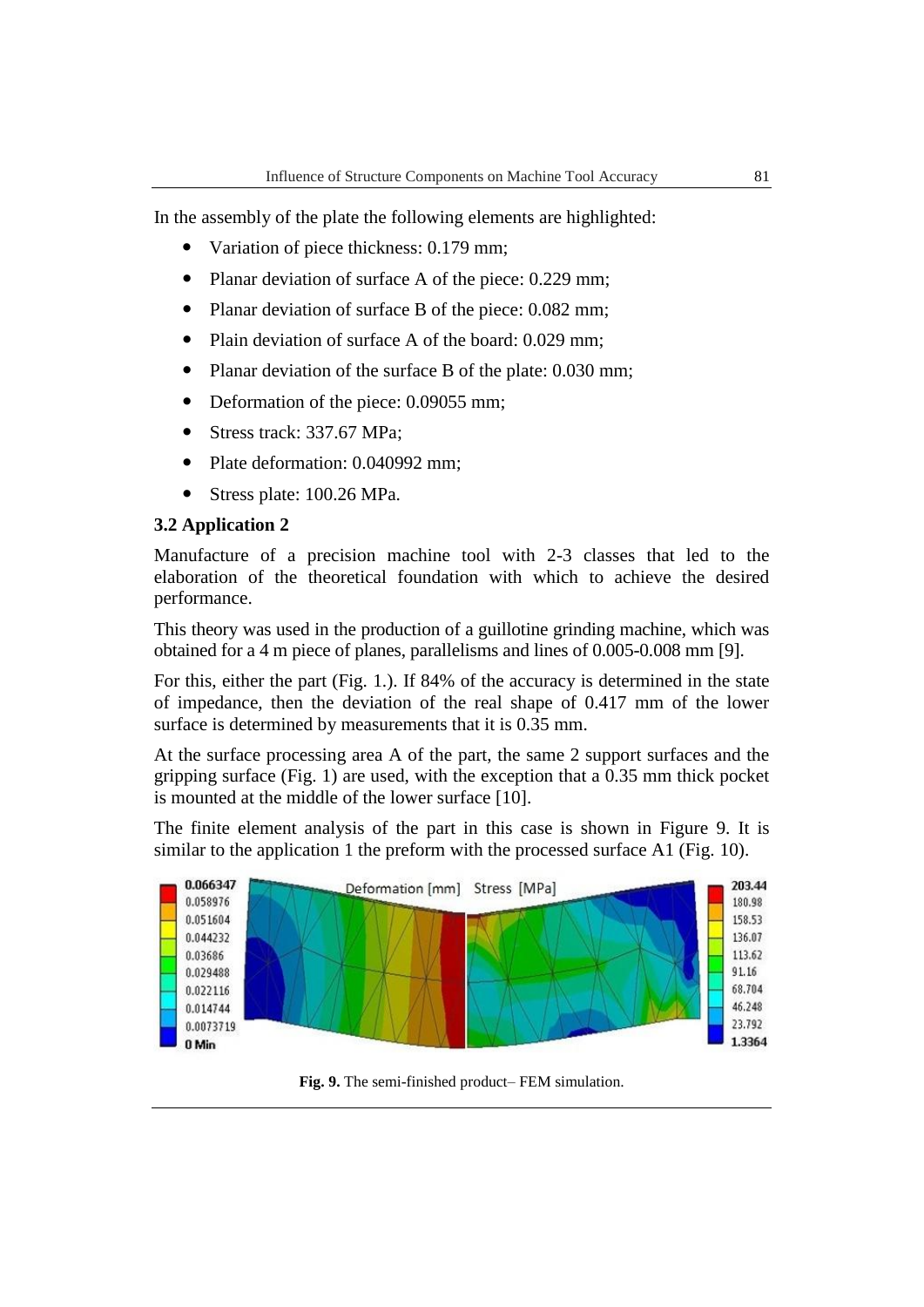In the assembly of the plate the following elements are highlighted:

- Variation of piece thickness: 0.179 mm;
- Planar deviation of surface A of the piece: 0.229 mm;
- Planar deviation of surface B of the piece: 0.082 mm;
- Plain deviation of surface A of the board: 0.029 mm;
- Planar deviation of the surface B of the plate: 0.030 mm;
- Deformation of the piece: 0.09055 mm;
- Stress track: 337.67 MPa;
- Plate deformation: 0.040992 mm;
- Stress plate: 100.26 MPa.

### 3.2 Application 2

Manufacture of a precision machine tool with 2-3 classes that led to the elaboration of the theoretical foundation with which to achieve the desired performance.

This theory was used in the production of a guillotine grinding machine, which was obtained for a 4 m piece of planes, parallelisms and lines of 0.005-0.008 mm [9].

For this, either the part (Fig. 1.). If 84% of the accuracy is determined in the state of impedance, then the deviation of the real shape of 0.417 mm of the lower surface is determined by measurements that it is 0.35 mm.

At the surface processing area A of the part, the same 2 support surfaces and the gripping surface (Fig. 1) are used, with the exception that a 0.35 mm thick pocket is mounted at the middle of the lower surface [10].

The finite element analysis of the part in this case is shown in Figure 9. It is similar to the application 1 the preform with the processed surface A1 (Fig. 10).

**Fig. 9.** The semi-finished product– FEM simulation.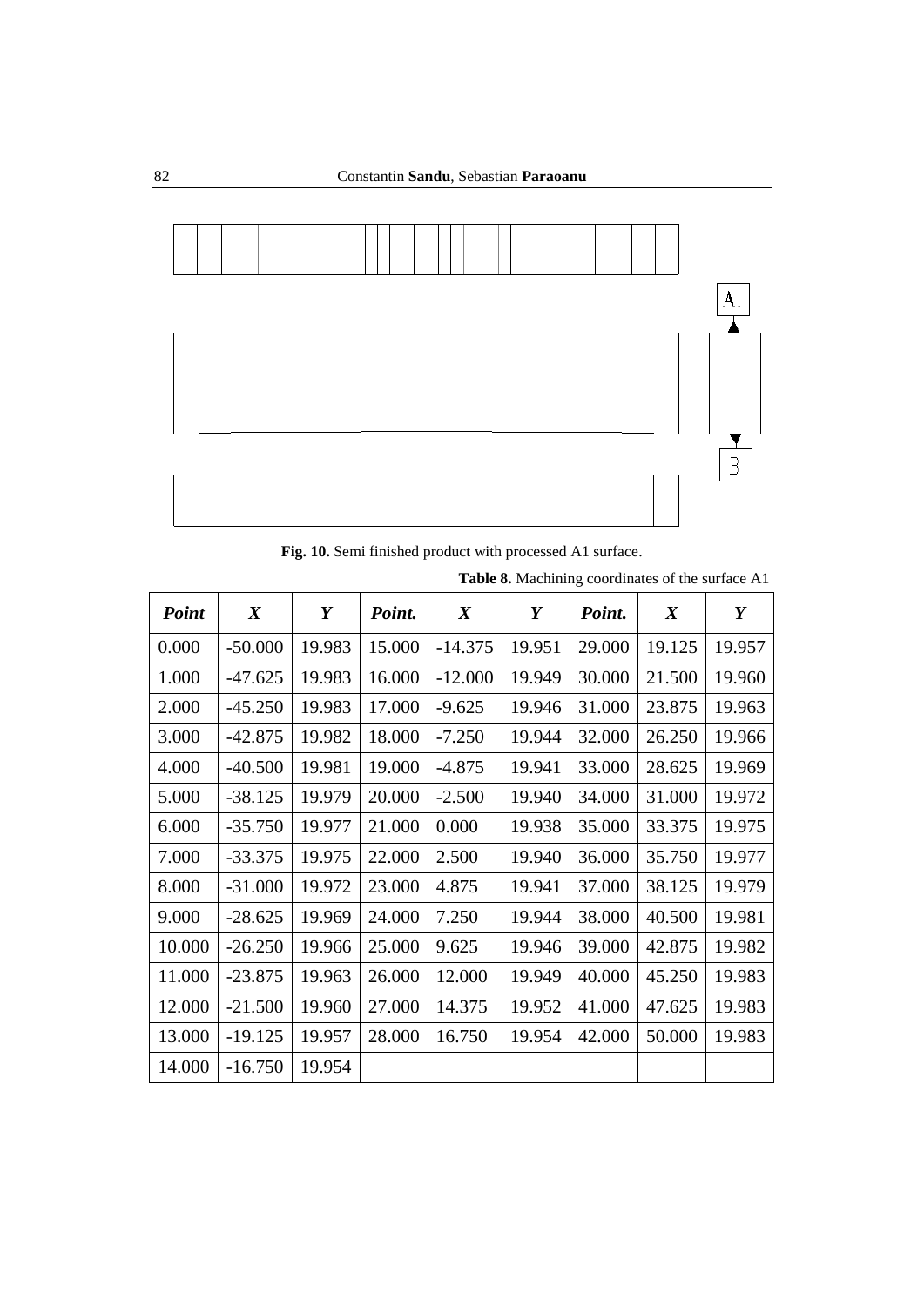Fig. 10. Semi finished product with processed A1 surface.

**Table 8.** Machining coordinates of the surface A1

| *Point* | *X* | *Y* | *Point.* | *X* | *Y* | *Point.* | *X* | *Y* |
|---|---|---|---|---|---|---|---|---|
| 0.000 | -50.000 | 19.983 | 15.000 | -14.375 | 19.951 | 29.000 | 19.125 | 19.957 |
| 1.000 | -47.625 | 19.983 | 16.000 | -12.000 | 19.949 | 30.000 | 21.500 | 19.960 |
| 2.000 | -45.250 | 19.983 | 17.000 | -9.625 | 19.946 | 31.000 | 23.875 | 19.963 |
| 3.000 | -42.875 | 19.982 | 18.000 | -7.250 | 19.944 | 32.000 | 26.250 | 19.966 |
| 4.000 | -40.500 | 19.981 | 19.000 | -4.875 | 19.941 | 33.000 | 28.625 | 19.969 |
| 5.000 | -38.125 | 19.979 | 20.000 | -2.500 | 19.940 | 34.000 | 31.000 | 19.972 |
| 6.000 | -35.750 | 19.977 | 21.000 | 0.000 | 19.938 | 35.000 | 33.375 | 19.975 |
| 7.000 | -33.375 | 19.975 | 22.000 | 2.500 | 19.940 | 36.000 | 35.750 | 19.977 |
| 8.000 | -31.000 | 19.972 | 23.000 | 4.875 | 19.941 | 37.000 | 38.125 | 19.979 |
| 9.000 | -28.625 | 19.969 | 24.000 | 7.250 | 19.944 | 38.000 | 40.500 | 19.981 |
| 10.000 | -26.250 | 19.966 | 25.000 | 9.625 | 19.946 | 39.000 | 42.875 | 19.982 |
| 11.000 | -23.875 | 19.963 | 26.000 | 12.000 | 19.949 | 40.000 | 45.250 | 19.983 |
| 12.000 | -21.500 | 19.960 | 27.000 | 14.375 | 19.952 | 41.000 | 47.625 | 19.983 |
| 13.000 | -19.125 | 19.957 | 28.000 | 16.750 | 19.954 | 42.000 | 50.000 | 19.983 |
| 14.000 | -16.750 | 19.954 | | | | | | |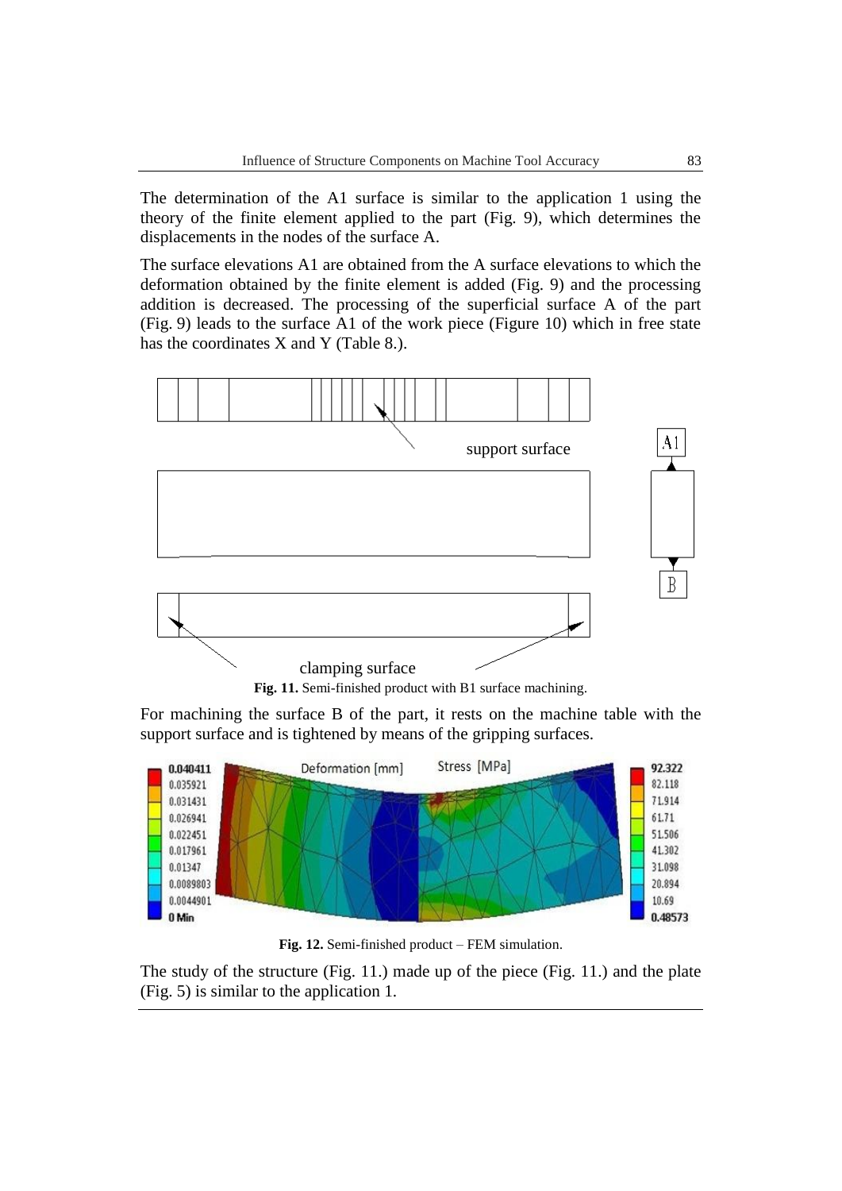The determination of the A1 surface is similar to the application 1 using the theory of the finite element applied to the part (Fig. 9), which determines the displacements in the nodes of the surface A.

The surface elevations A1 are obtained from the A surface elevations to which the deformation obtained by the finite element is added (Fig. 9) and the processing addition is decreased. The processing of the superficial surface A of the part (Fig. 9) leads to the surface A1 of the work piece (Figure 10) which in free state has the coordinates X and Y (Table 8.).

**Fig. 11.** Semi-finished product with B1 surface machining.

For machining the surface B of the part, it rests on the machine table with the support surface and is tightened by means of the gripping surfaces.

**Fig. 12.** Semi-finished product – FEM simulation.

The study of the structure (Fig. 11.) made up of the piece (Fig. 11.) and the plate (Fig. 5) is similar to the application 1.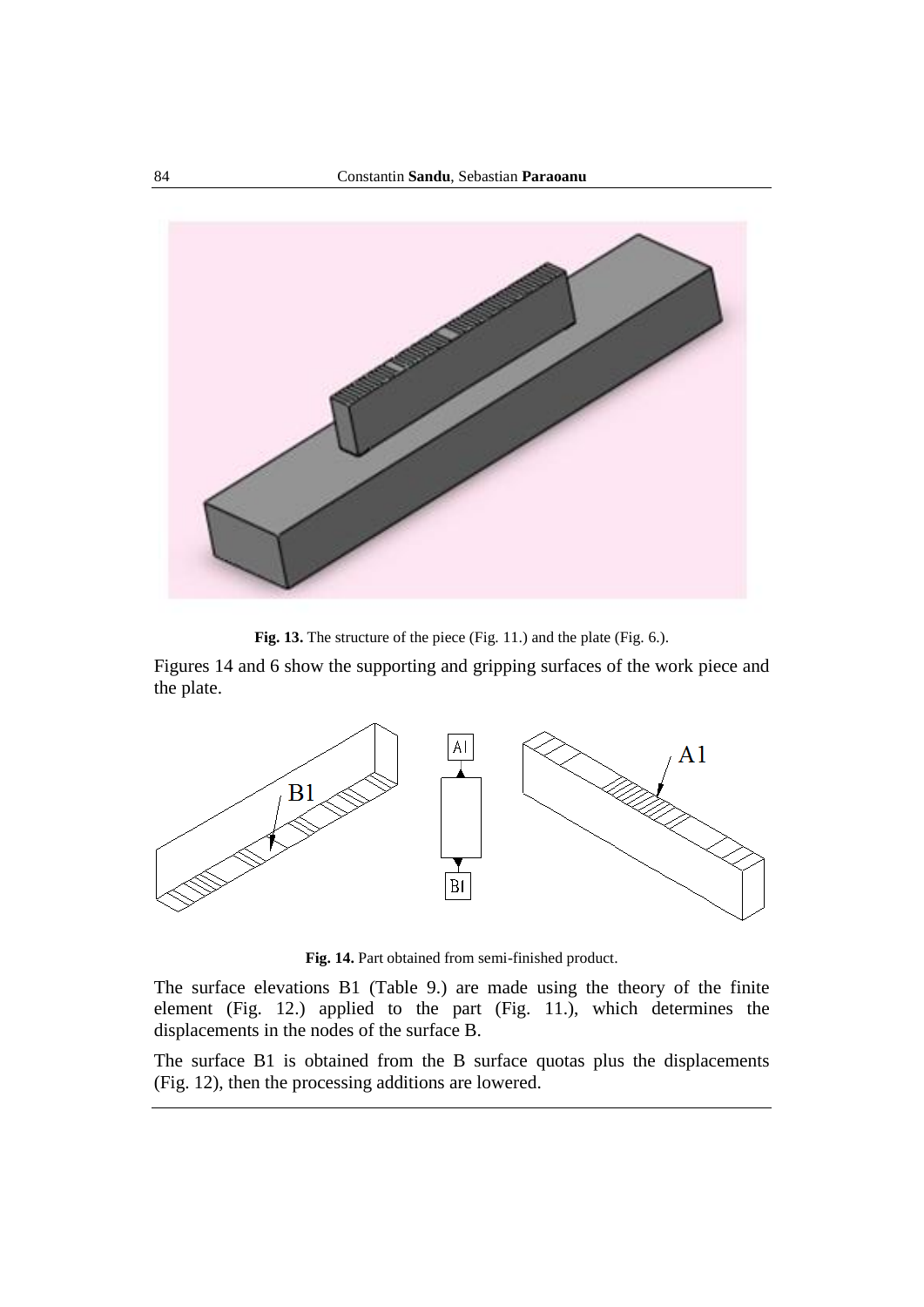Fig. 13. The structure of the piece (Fig. 11.) and the plate (Fig. 6.).

Figures 14 and 6 show the supporting and gripping surfaces of the work piece and the plate.

**Fig. 14.** Part obtained from semi-finished product.

The surface elevations B1 (Table 9.) are made using the theory of the finite element (Fig. 12.) applied to the part (Fig. 11.), which determines the displacements in the nodes of the surface B.

The surface B1 is obtained from the B surface quotas plus the displacements (Fig. 12), then the processing additions are lowered.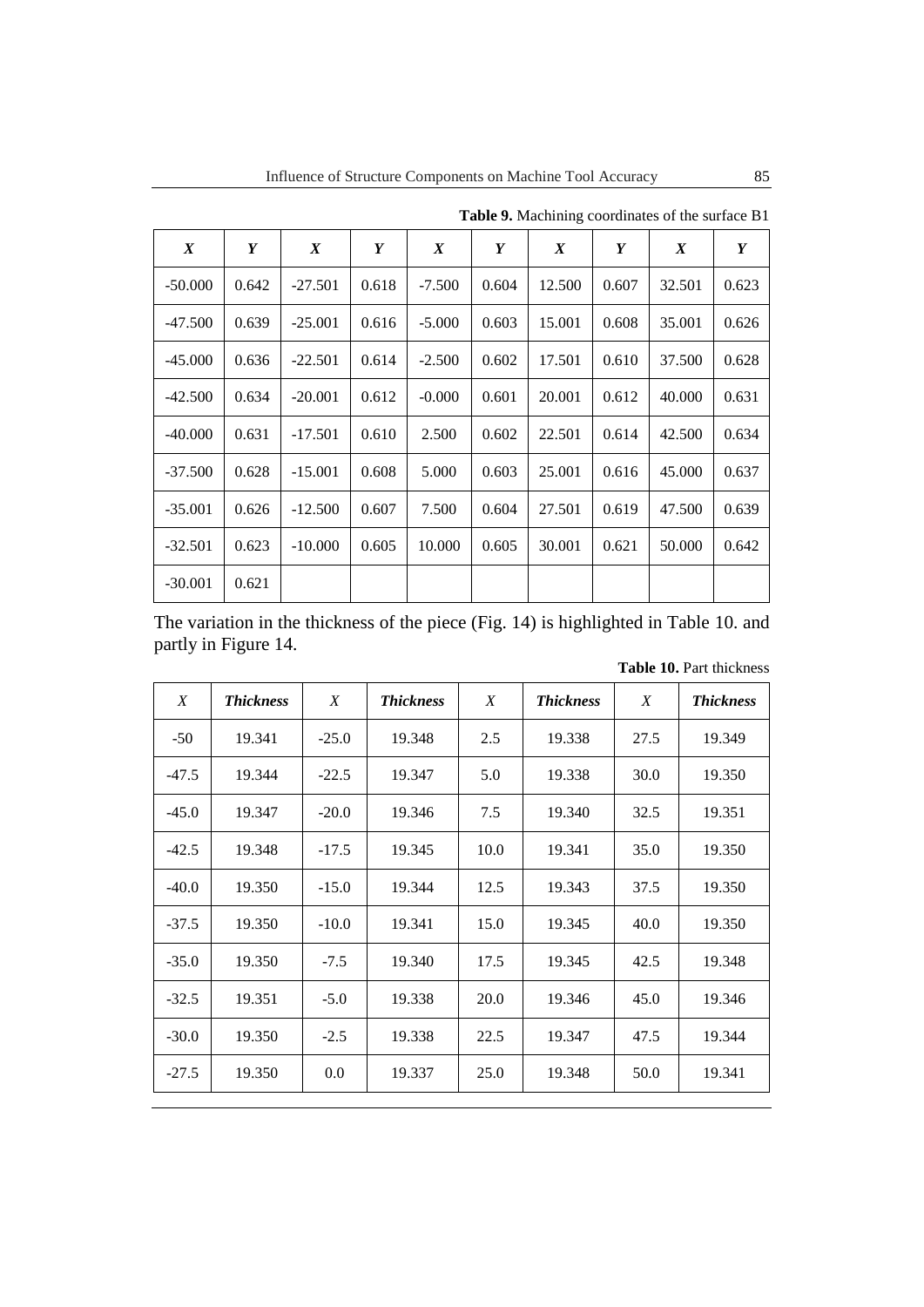**Table 9.** Machining coordinates of the surface B1

| ***X*** | ***Y*** | ***X*** | ***Y*** | ***X*** | ***Y*** | ***X*** | ***Y*** | ***X*** | ***Y*** |
|---|---|---|---|---|---|---|---|---|---|
| -50.000 | 0.642 | -27.501 | 0.618 | -7.500 | 0.604 | 12.500 | 0.607 | 32.501 | 0.623 |
| -47.500 | 0.639 | -25.001 | 0.616 | -5.000 | 0.603 | 15.001 | 0.608 | 35.001 | 0.626 |
| -45.000 | 0.636 | -22.501 | 0.614 | -2.500 | 0.602 | 17.501 | 0.610 | 37.500 | 0.628 |
| -42.500 | 0.634 | -20.001 | 0.612 | -0.000 | 0.601 | 20.001 | 0.612 | 40.000 | 0.631 |
| -40.000 | 0.631 | -17.501 | 0.610 | 2.500 | 0.602 | 22.501 | 0.614 | 42.500 | 0.634 |
| -37.500 | 0.628 | -15.001 | 0.608 | 5.000 | 0.603 | 25.001 | 0.616 | 45.000 | 0.637 |
| -35.001 | 0.626 | -12.500 | 0.607 | 7.500 | 0.604 | 27.501 | 0.619 | 47.500 | 0.639 |
| -32.501 | 0.623 | -10.000 | 0.605 | 10.000 | 0.605 | 30.001 | 0.621 | 50.000 | 0.642 |
| -30.001 | 0.621 | | | | | | | | |

The variation in the thickness of the piece (Fig. 14) is highlighted in Table 10. and partly in Figure 14.

**Table 10.** Part thickness

| *X* | ***Thickness*** | *X* | ***Thickness*** | *X* | ***Thickness*** | *X* | ***Thickness*** |
|---|---|---|---|---|---|---|---|
| -50 | 19.341 | -25.0 | 19.348 | 2.5 | 19.338 | 27.5 | 19.349 |
| -47.5 | 19.344 | -22.5 | 19.347 | 5.0 | 19.338 | 30.0 | 19.350 |
| -45.0 | 19.347 | -20.0 | 19.346 | 7.5 | 19.340 | 32.5 | 19.351 |
| -42.5 | 19.348 | -17.5 | 19.345 | 10.0 | 19.341 | 35.0 | 19.350 |
| -40.0 | 19.350 | -15.0 | 19.344 | 12.5 | 19.343 | 37.5 | 19.350 |
| -37.5 | 19.350 | -10.0 | 19.341 | 15.0 | 19.345 | 40.0 | 19.350 |
| -35.0 | 19.350 | -7.5 | 19.340 | 17.5 | 19.345 | 42.5 | 19.348 |
| -32.5 | 19.351 | -5.0 | 19.338 | 20.0 | 19.346 | 45.0 | 19.346 |
| -30.0 | 19.350 | -2.5 | 19.338 | 22.5 | 19.347 | 47.5 | 19.344 |
| -27.5 | 19.350 | 0.0 | 19.337 | 25.0 | 19.348 | 50.0 | 19.341 |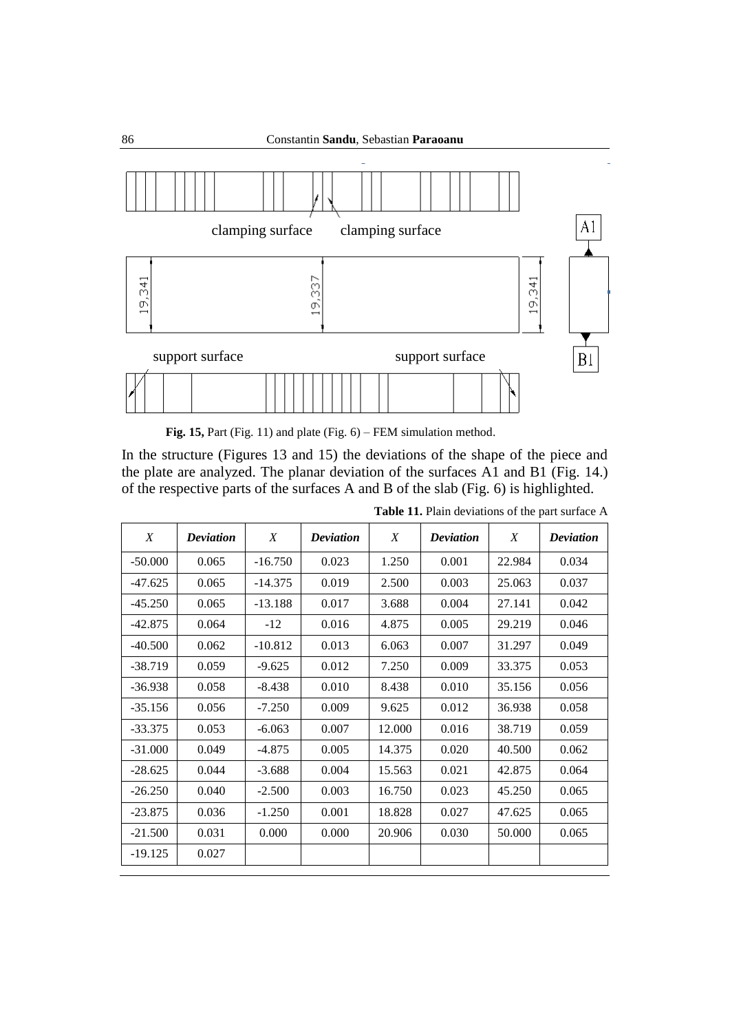clamping surface clamping surface

A1

19,341 19,337 19,341

support surface support surface

B1

**Fig. 15,** Part (Fig. 11) and plate (Fig. 6) – FEM simulation method.

In the structure (Figures 13 and 15) the deviations of the shape of the piece and the plate are analyzed. The planar deviation of the surfaces A1 and B1 (Fig. 14.) of the respective parts of the surfaces A and B of the slab (Fig. 6) is highlighted.

**Table 11.** Plain deviations of the part surface A

| *X* | *Deviation* | *X* | *Deviation* | *X* | *Deviation* | *X* | *Deviation* |
|---|---|---|---|---|---|---|---|
| -50.000 | 0.065 | -16.750 | 0.023 | 1.250 | 0.001 | 22.984 | 0.034 |
| -47.625 | 0.065 | -14.375 | 0.019 | 2.500 | 0.003 | 25.063 | 0.037 |
| -45.250 | 0.065 | -13.188 | 0.017 | 3.688 | 0.004 | 27.141 | 0.042 |
| -42.875 | 0.064 | -12 | 0.016 | 4.875 | 0.005 | 29.219 | 0.046 |
| -40.500 | 0.062 | -10.812 | 0.013 | 6.063 | 0.007 | 31.297 | 0.049 |
| -38.719 | 0.059 | -9.625 | 0.012 | 7.250 | 0.009 | 33.375 | 0.053 |
| -36.938 | 0.058 | -8.438 | 0.010 | 8.438 | 0.010 | 35.156 | 0.056 |
| -35.156 | 0.056 | -7.250 | 0.009 | 9.625 | 0.012 | 36.938 | 0.058 |
| -33.375 | 0.053 | -6.063 | 0.007 | 12.000 | 0.016 | 38.719 | 0.059 |
| -31.000 | 0.049 | -4.875 | 0.005 | 14.375 | 0.020 | 40.500 | 0.062 |
| -28.625 | 0.044 | -3.688 | 0.004 | 15.563 | 0.021 | 42.875 | 0.064 |
| -26.250 | 0.040 | -2.500 | 0.003 | 16.750 | 0.023 | 45.250 | 0.065 |
| -23.875 | 0.036 | -1.250 | 0.001 | 18.828 | 0.027 | 47.625 | 0.065 |
| -21.500 | 0.031 | 0.000 | 0.000 | 20.906 | 0.030 | 50.000 | 0.065 |
| -19.125 | 0.027 | | | | | | |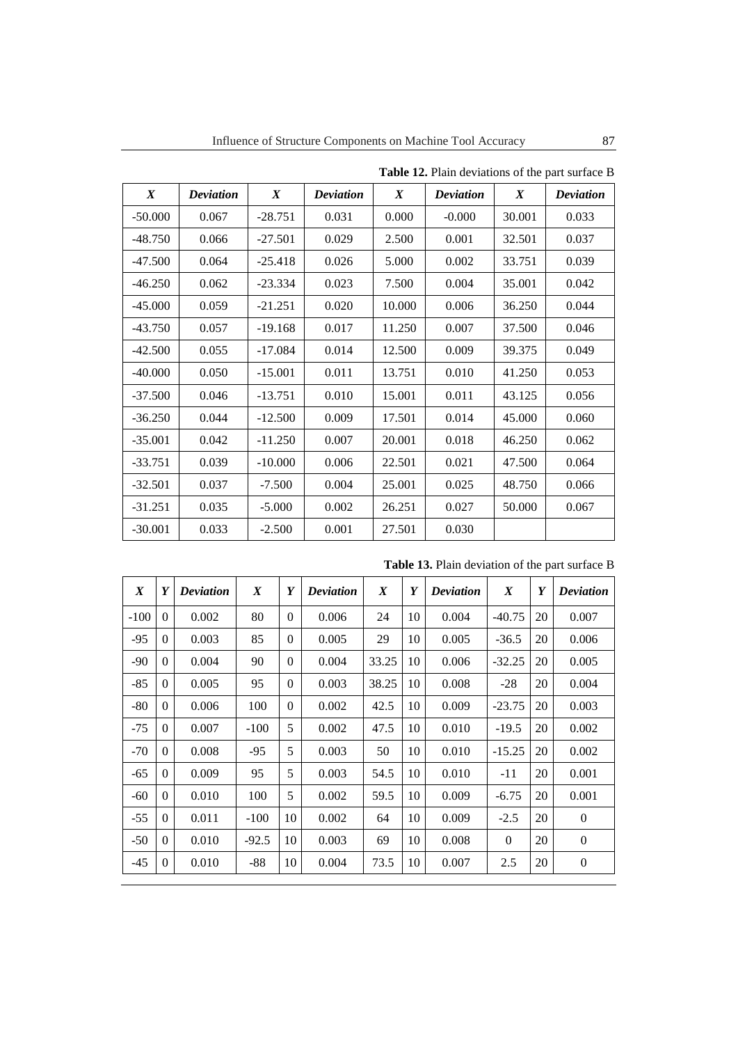**Table 12.** Plain deviations of the part surface B

| *X* | *Deviation* | *X* | *Deviation* | *X* | *Deviation* | *X* | *Deviation* |
|---|---|---|---|---|---|---|---|
| -50.000 | 0.067 | -28.751 | 0.031 | 0.000 | -0.000 | 30.001 | 0.033 |
| -48.750 | 0.066 | -27.501 | 0.029 | 2.500 | 0.001 | 32.501 | 0.037 |
| -47.500 | 0.064 | -25.418 | 0.026 | 5.000 | 0.002 | 33.751 | 0.039 |
| -46.250 | 0.062 | -23.334 | 0.023 | 7.500 | 0.004 | 35.001 | 0.042 |
| -45.000 | 0.059 | -21.251 | 0.020 | 10.000 | 0.006 | 36.250 | 0.044 |
| -43.750 | 0.057 | -19.168 | 0.017 | 11.250 | 0.007 | 37.500 | 0.046 |
| -42.500 | 0.055 | -17.084 | 0.014 | 12.500 | 0.009 | 39.375 | 0.049 |
| -40.000 | 0.050 | -15.001 | 0.011 | 13.751 | 0.010 | 41.250 | 0.053 |
| -37.500 | 0.046 | -13.751 | 0.010 | 15.001 | 0.011 | 43.125 | 0.056 |
| -36.250 | 0.044 | -12.500 | 0.009 | 17.501 | 0.014 | 45.000 | 0.060 |
| -35.001 | 0.042 | -11.250 | 0.007 | 20.001 | 0.018 | 46.250 | 0.062 |
| -33.751 | 0.039 | -10.000 | 0.006 | 22.501 | 0.021 | 47.500 | 0.064 |
| -32.501 | 0.037 | -7.500 | 0.004 | 25.001 | 0.025 | 48.750 | 0.066 |
| -31.251 | 0.035 | -5.000 | 0.002 | 26.251 | 0.027 | 50.000 | 0.067 |
| -30.001 | 0.033 | -2.500 | 0.001 | 27.501 | 0.030 | | |

**Table 13.** Plain deviation of the part surface B

| *X* | *Y* | *Deviation* | *X* | *Y* | *Deviation* | *X* | *Y* | *Deviation* | *X* | *Y* | *Deviation* |
|---|---|---|---|---|---|---|---|---|---|---|---|
| -100 | 0 | 0.002 | 80 | 0 | 0.006 | 24 | 10 | 0.004 | -40.75 | 20 | 0.007 |
| -95 | 0 | 0.003 | 85 | 0 | 0.005 | 29 | 10 | 0.005 | -36.5 | 20 | 0.006 |
| -90 | 0 | 0.004 | 90 | 0 | 0.004 | 33.25 | 10 | 0.006 | -32.25 | 20 | 0.005 |
| -85 | 0 | 0.005 | 95 | 0 | 0.003 | 38.25 | 10 | 0.008 | -28 | 20 | 0.004 |
| -80 | 0 | 0.006 | 100 | 0 | 0.002 | 42.5 | 10 | 0.009 | -23.75 | 20 | 0.003 |
| -75 | 0 | 0.007 | -100 | 5 | 0.002 | 47.5 | 10 | 0.010 | -19.5 | 20 | 0.002 |
| -70 | 0 | 0.008 | -95 | 5 | 0.003 | 50 | 10 | 0.010 | -15.25 | 20 | 0.002 |
| -65 | 0 | 0.009 | 95 | 5 | 0.003 | 54.5 | 10 | 0.010 | -11 | 20 | 0.001 |
| -60 | 0 | 0.010 | 100 | 5 | 0.002 | 59.5 | 10 | 0.009 | -6.75 | 20 | 0.001 |
| -55 | 0 | 0.011 | -100 | 10 | 0.002 | 64 | 10 | 0.009 | -2.5 | 20 | 0 |
| -50 | 0 | 0.010 | -92.5 | 10 | 0.003 | 69 | 10 | 0.008 | 0 | 20 | 0 |
| -45 | 0 | 0.010 | -88 | 10 | 0.004 | 73.5 | 10 | 0.007 | 2.5 | 20 | 0 |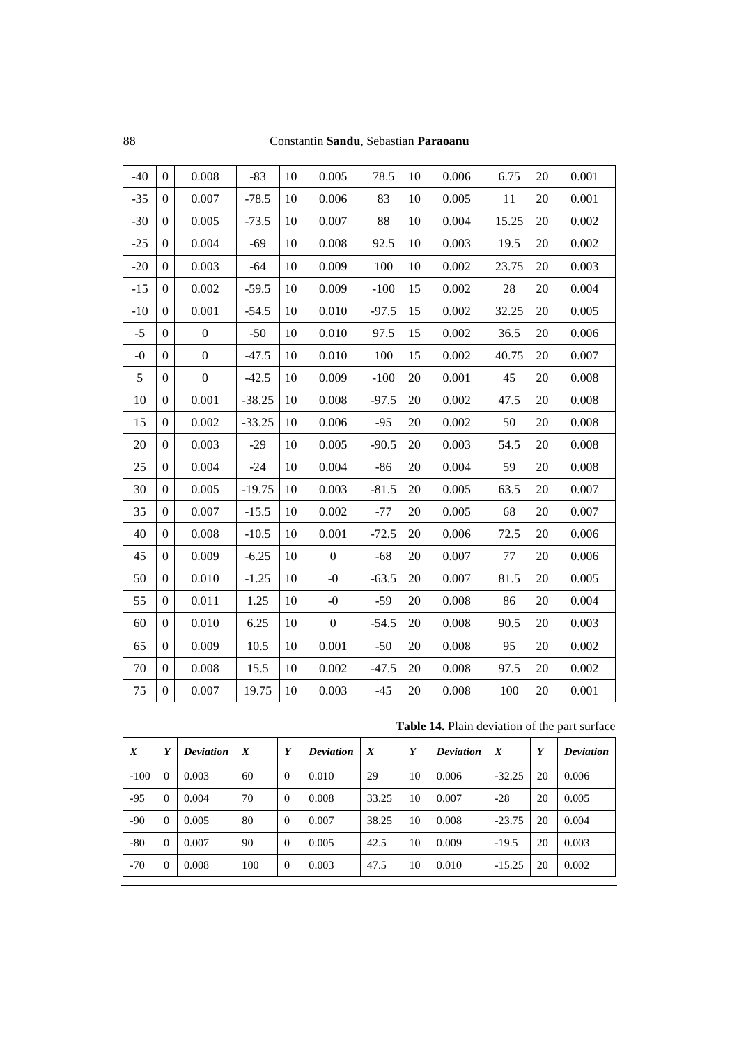| -40 | 0 | 0.008 | -83 | 10 | 0.005 | 78.5 | 10 | 0.006 | 6.75 | 20 | 0.001 |
|---|---|---|---|---|---|---|---|---|---|---|---|
| -35 | 0 | 0.007 | -78.5 | 10 | 0.006 | 83 | 10 | 0.005 | 11 | 20 | 0.001 |
| -30 | 0 | 0.005 | -73.5 | 10 | 0.007 | 88 | 10 | 0.004 | 15.25 | 20 | 0.002 |
| -25 | 0 | 0.004 | -69 | 10 | 0.008 | 92.5 | 10 | 0.003 | 19.5 | 20 | 0.002 |
| -20 | 0 | 0.003 | -64 | 10 | 0.009 | 100 | 10 | 0.002 | 23.75 | 20 | 0.003 |
| -15 | 0 | 0.002 | -59.5 | 10 | 0.009 | -100 | 15 | 0.002 | 28 | 20 | 0.004 |
| -10 | 0 | 0.001 | -54.5 | 10 | 0.010 | -97.5 | 15 | 0.002 | 32.25 | 20 | 0.005 |
| -5 | 0 | 0 | -50 | 10 | 0.010 | 97.5 | 15 | 0.002 | 36.5 | 20 | 0.006 |
| -0 | 0 | 0 | -47.5 | 10 | 0.010 | 100 | 15 | 0.002 | 40.75 | 20 | 0.007 |
| 5 | 0 | 0 | -42.5 | 10 | 0.009 | -100 | 20 | 0.001 | 45 | 20 | 0.008 |
| 10 | 0 | 0.001 | -38.25 | 10 | 0.008 | -97.5 | 20 | 0.002 | 47.5 | 20 | 0.008 |
| 15 | 0 | 0.002 | -33.25 | 10 | 0.006 | -95 | 20 | 0.002 | 50 | 20 | 0.008 |
| 20 | 0 | 0.003 | -29 | 10 | 0.005 | -90.5 | 20 | 0.003 | 54.5 | 20 | 0.008 |
| 25 | 0 | 0.004 | -24 | 10 | 0.004 | -86 | 20 | 0.004 | 59 | 20 | 0.008 |
| 30 | 0 | 0.005 | -19.75 | 10 | 0.003 | -81.5 | 20 | 0.005 | 63.5 | 20 | 0.007 |
| 35 | 0 | 0.007 | -15.5 | 10 | 0.002 | -77 | 20 | 0.005 | 68 | 20 | 0.007 |
| 40 | 0 | 0.008 | -10.5 | 10 | 0.001 | -72.5 | 20 | 0.006 | 72.5 | 20 | 0.006 |
| 45 | 0 | 0.009 | -6.25 | 10 | 0 | -68 | 20 | 0.007 | 77 | 20 | 0.006 |
| 50 | 0 | 0.010 | -1.25 | 10 | -0 | -63.5 | 20 | 0.007 | 81.5 | 20 | 0.005 |
| 55 | 0 | 0.011 | 1.25 | 10 | -0 | -59 | 20 | 0.008 | 86 | 20 | 0.004 |
| 60 | 0 | 0.010 | 6.25 | 10 | 0 | -54.5 | 20 | 0.008 | 90.5 | 20 | 0.003 |
| 65 | 0 | 0.009 | 10.5 | 10 | 0.001 | -50 | 20 | 0.008 | 95 | 20 | 0.002 |
| 70 | 0 | 0.008 | 15.5 | 10 | 0.002 | -47.5 | 20 | 0.008 | 97.5 | 20 | 0.002 |
| 75 | 0 | 0.007 | 19.75 | 10 | 0.003 | -45 | 20 | 0.008 | 100 | 20 | 0.001 |

**Table 14.** Plain deviation of the part surface

| *X* | *Y* | *Deviation* | *X* | *Y* | *Deviation* | *X* | *Y* | *Deviation* | *X* | *Y* | *Deviation* |
|---|---|---|---|---|---|---|---|---|---|---|---|
| -100 | 0 | 0.003 | 60 | 0 | 0.010 | 29 | 10 | 0.006 | -32.25 | 20 | 0.006 |
| -95 | 0 | 0.004 | 70 | 0 | 0.008 | 33.25 | 10 | 0.007 | -28 | 20 | 0.005 |
| -90 | 0 | 0.005 | 80 | 0 | 0.007 | 38.25 | 10 | 0.008 | -23.75 | 20 | 0.004 |
| -80 | 0 | 0.007 | 90 | 0 | 0.005 | 42.5 | 10 | 0.009 | -19.5 | 20 | 0.003 |
| -70 | 0 | 0.008 | 100 | 0 | 0.003 | 47.5 | 10 | 0.010 | -15.25 | 20 | 0.002 |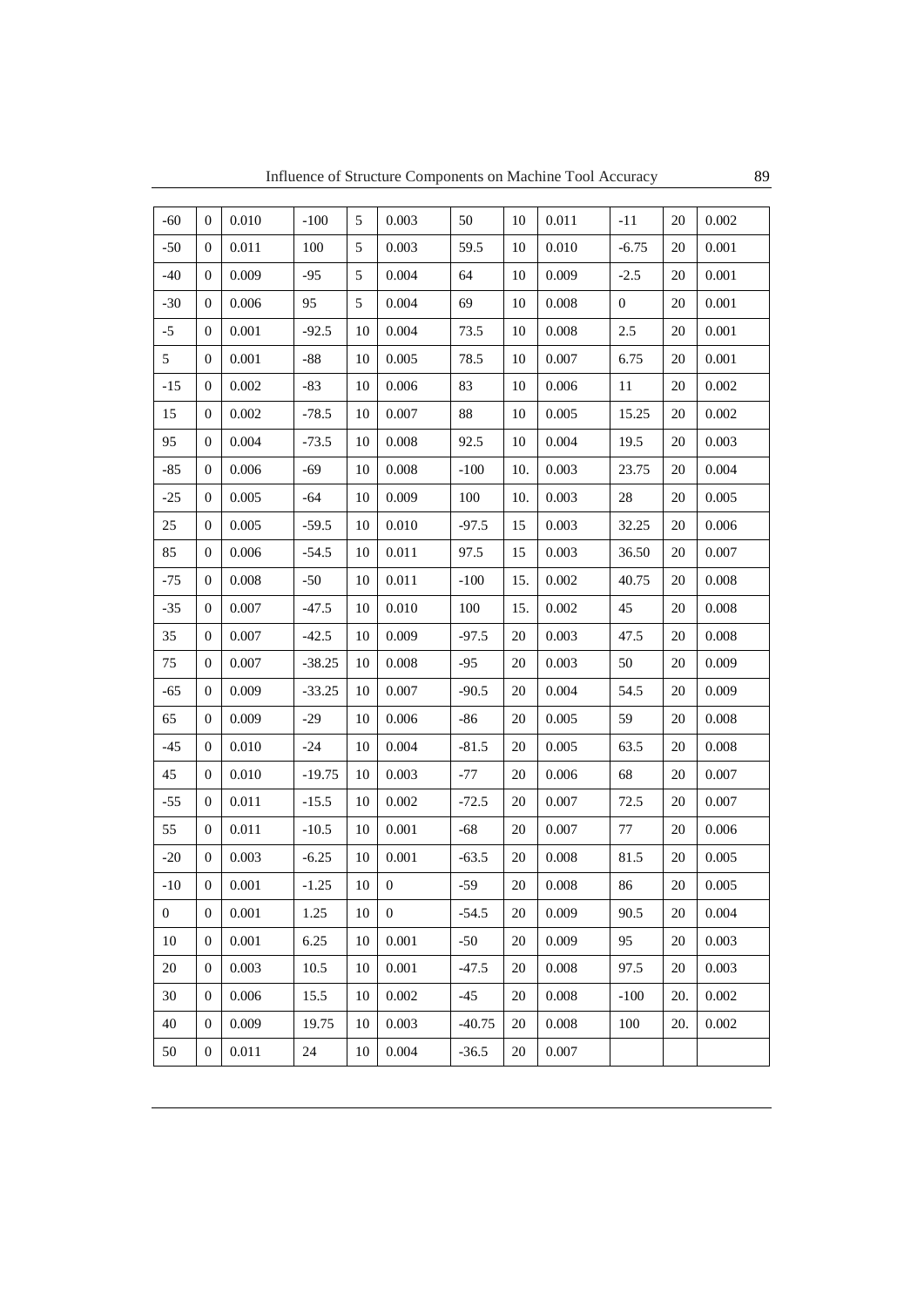| -60 | 0 | 0.010 | -100 | 5 | 0.003 | 50 | 10 | 0.011 | -11 | 20 | 0.002 |
|---|---|---|---|---|---|---|---|---|---|---|---|
| -50 | 0 | 0.011 | 100 | 5 | 0.003 | 59.5 | 10 | 0.010 | -6.75 | 20 | 0.001 |
| -40 | 0 | 0.009 | -95 | 5 | 0.004 | 64 | 10 | 0.009 | -2.5 | 20 | 0.001 |
| -30 | 0 | 0.006 | 95 | 5 | 0.004 | 69 | 10 | 0.008 | 0 | 20 | 0.001 |
| -5 | 0 | 0.001 | -92.5 | 10 | 0.004 | 73.5 | 10 | 0.008 | 2.5 | 20 | 0.001 |
| 5 | 0 | 0.001 | -88 | 10 | 0.005 | 78.5 | 10 | 0.007 | 6.75 | 20 | 0.001 |
| -15 | 0 | 0.002 | -83 | 10 | 0.006 | 83 | 10 | 0.006 | 11 | 20 | 0.002 |
| 15 | 0 | 0.002 | -78.5 | 10 | 0.007 | 88 | 10 | 0.005 | 15.25 | 20 | 0.002 |
| 95 | 0 | 0.004 | -73.5 | 10 | 0.008 | 92.5 | 10 | 0.004 | 19.5 | 20 | 0.003 |
| -85 | 0 | 0.006 | -69 | 10 | 0.008 | -100 | 10. | 0.003 | 23.75 | 20 | 0.004 |
| -25 | 0 | 0.005 | -64 | 10 | 0.009 | 100 | 10. | 0.003 | 28 | 20 | 0.005 |
| 25 | 0 | 0.005 | -59.5 | 10 | 0.010 | -97.5 | 15 | 0.003 | 32.25 | 20 | 0.006 |
| 85 | 0 | 0.006 | -54.5 | 10 | 0.011 | 97.5 | 15 | 0.003 | 36.50 | 20 | 0.007 |
| -75 | 0 | 0.008 | -50 | 10 | 0.011 | -100 | 15. | 0.002 | 40.75 | 20 | 0.008 |
| -35 | 0 | 0.007 | -47.5 | 10 | 0.010 | 100 | 15. | 0.002 | 45 | 20 | 0.008 |
| 35 | 0 | 0.007 | -42.5 | 10 | 0.009 | -97.5 | 20 | 0.003 | 47.5 | 20 | 0.008 |
| 75 | 0 | 0.007 | -38.25 | 10 | 0.008 | -95 | 20 | 0.003 | 50 | 20 | 0.009 |
| -65 | 0 | 0.009 | -33.25 | 10 | 0.007 | -90.5 | 20 | 0.004 | 54.5 | 20 | 0.009 |
| 65 | 0 | 0.009 | -29 | 10 | 0.006 | -86 | 20 | 0.005 | 59 | 20 | 0.008 |
| -45 | 0 | 0.010 | -24 | 10 | 0.004 | -81.5 | 20 | 0.005 | 63.5 | 20 | 0.008 |
| 45 | 0 | 0.010 | -19.75 | 10 | 0.003 | -77 | 20 | 0.006 | 68 | 20 | 0.007 |
| -55 | 0 | 0.011 | -15.5 | 10 | 0.002 | -72.5 | 20 | 0.007 | 72.5 | 20 | 0.007 |
| 55 | 0 | 0.011 | -10.5 | 10 | 0.001 | -68 | 20 | 0.007 | 77 | 20 | 0.006 |
| -20 | 0 | 0.003 | -6.25 | 10 | 0.001 | -63.5 | 20 | 0.008 | 81.5 | 20 | 0.005 |
| -10 | 0 | 0.001 | -1.25 | 10 | 0 | -59 | 20 | 0.008 | 86 | 20 | 0.005 |
| 0 | 0 | 0.001 | 1.25 | 10 | 0 | -54.5 | 20 | 0.009 | 90.5 | 20 | 0.004 |
| 10 | 0 | 0.001 | 6.25 | 10 | 0.001 | -50 | 20 | 0.009 | 95 | 20 | 0.003 |
| 20 | 0 | 0.003 | 10.5 | 10 | 0.001 | -47.5 | 20 | 0.008 | 97.5 | 20 | 0.003 |
| 30 | 0 | 0.006 | 15.5 | 10 | 0.002 | -45 | 20 | 0.008 | -100 | 20. | 0.002 |
| 40 | 0 | 0.009 | 19.75 | 10 | 0.003 | -40.75 | 20 | 0.008 | 100 | 20. | 0.002 |
| 50 | 0 | 0.011 | 24 | 10 | 0.004 | -36.5 | 20 | 0.007 | | | |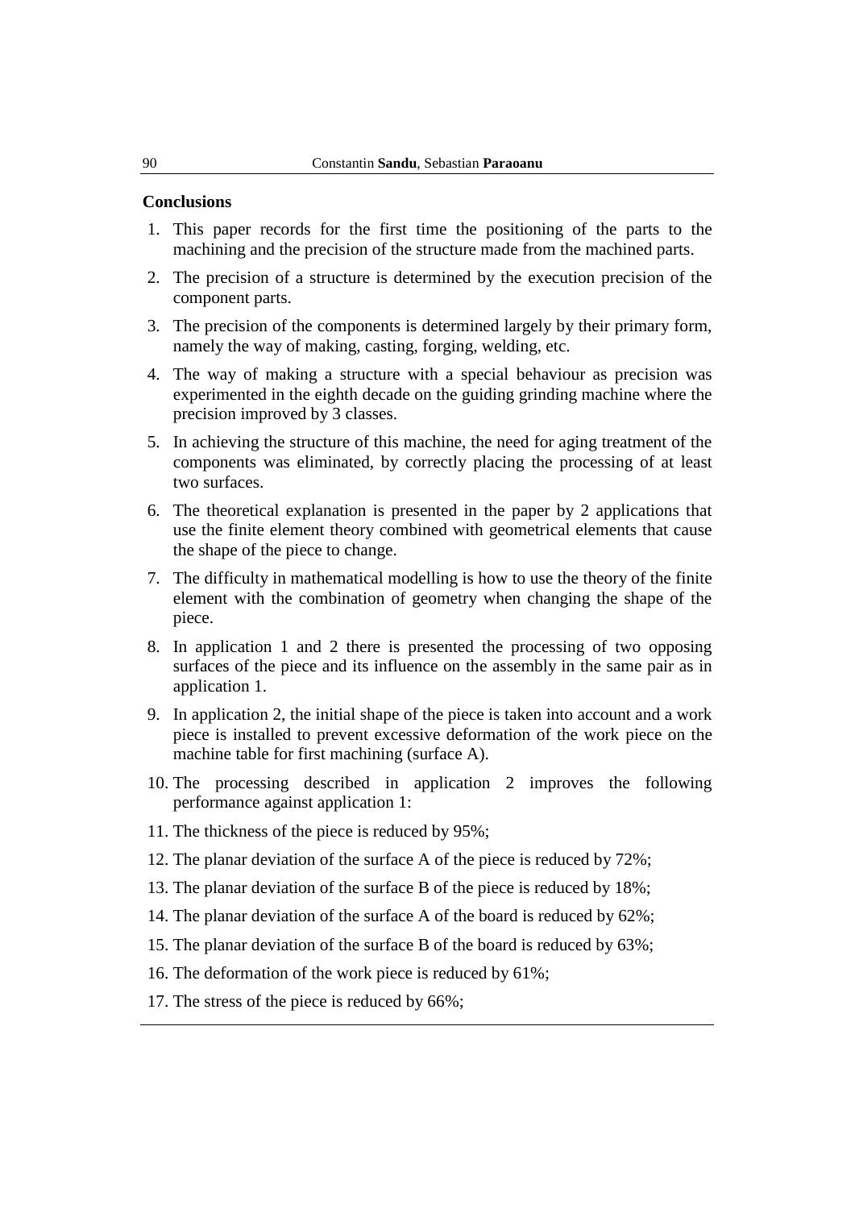**Conclusions**

1. This paper records for the first time the positioning of the parts to the machining and the precision of the structure made from the machined parts.
2. The precision of a structure is determined by the execution precision of the component parts.
3. The precision of the components is determined largely by their primary form, namely the way of making, casting, forging, welding, etc.
4. The way of making a structure with a special behaviour as precision was experimented in the eighth decade on the guiding grinding machine where the precision improved by 3 classes.
5. In achieving the structure of this machine, the need for aging treatment of the components was eliminated, by correctly placing the processing of at least two surfaces.
6. The theoretical explanation is presented in the paper by 2 applications that use the finite element theory combined with geometrical elements that cause the shape of the piece to change.
7. The difficulty in mathematical modelling is how to use the theory of the finite element with the combination of geometry when changing the shape of the piece.
8. In application 1 and 2 there is presented the processing of two opposing surfaces of the piece and its influence on the assembly in the same pair as in application 1.
9. In application 2, the initial shape of the piece is taken into account and a work piece is installed to prevent excessive deformation of the work piece on the machine table for first machining (surface A).
10. The processing described in application 2 improves the following performance against application 1:
11. The thickness of the piece is reduced by 95%;
12. The planar deviation of the surface A of the piece is reduced by 72%;
13. The planar deviation of the surface B of the piece is reduced by 18%;
14. The planar deviation of the surface A of the board is reduced by 62%;
15. The planar deviation of the surface B of the board is reduced by 63%;
16. The deformation of the work piece is reduced by 61%;
17. The stress of the piece is reduced by 66%;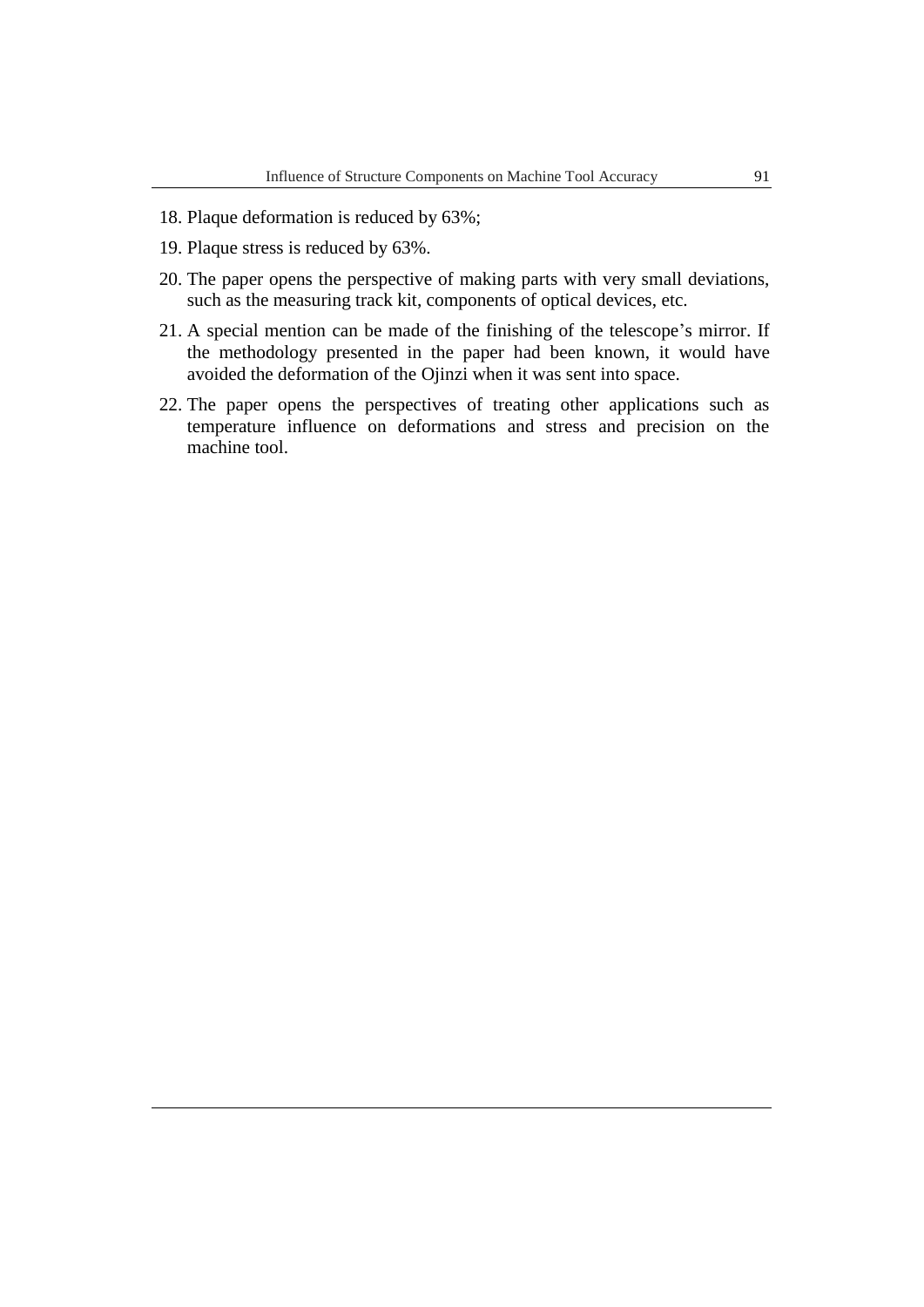18. Plaque deformation is reduced by 63%;
19. Plaque stress is reduced by 63%.
20. The paper opens the perspective of making parts with very small deviations, such as the measuring track kit, components of optical devices, etc.
21. A special mention can be made of the finishing of the telescope's mirror. If the methodology presented in the paper had been known, it would have avoided the deformation of the Ojinzi when it was sent into space.
22. The paper opens the perspectives of treating other applications such as temperature influence on deformations and stress and precision on the machine tool.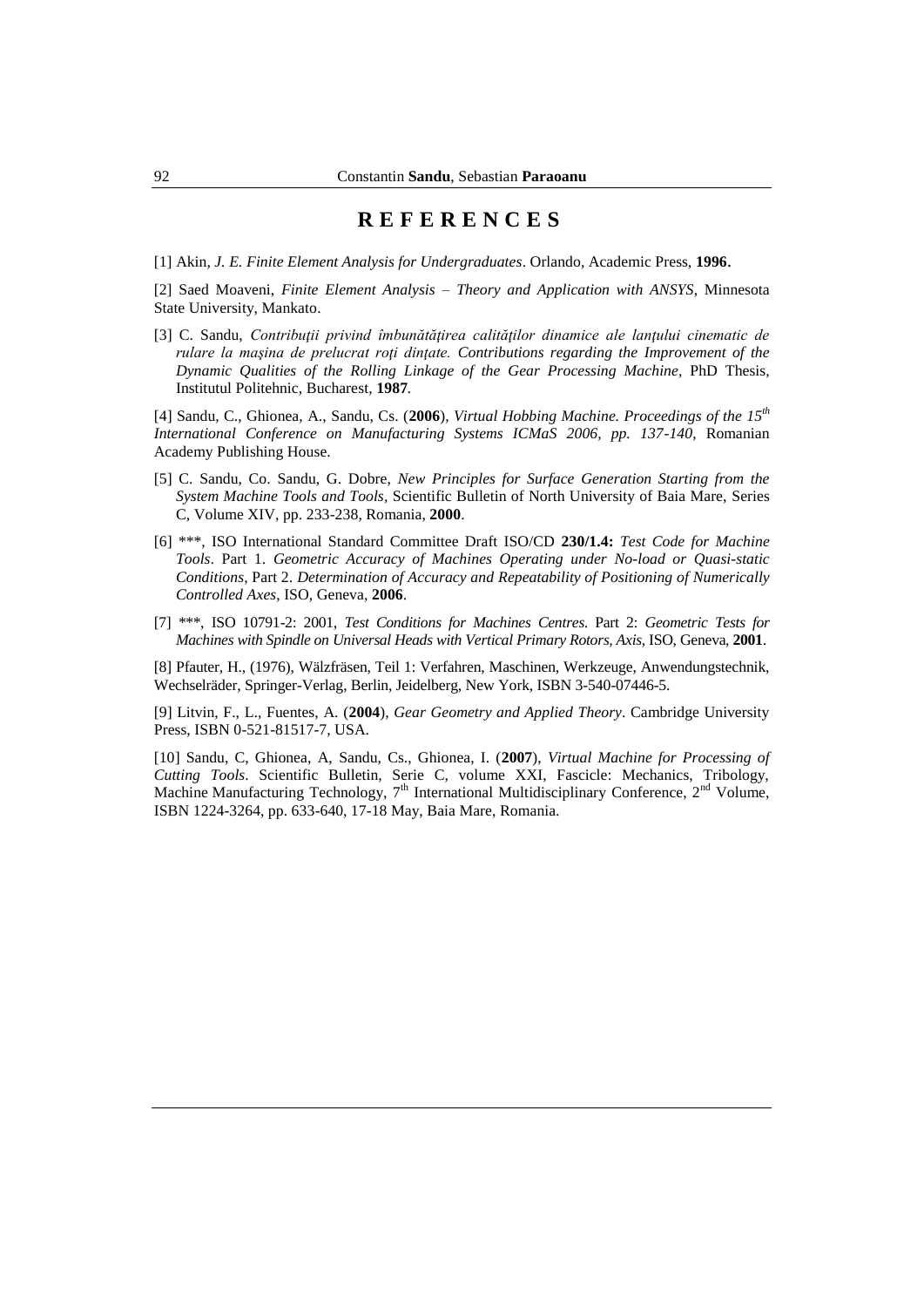# R E F E R E N C E S

[1] Akin, *J. E. Finite Element Analysis for Undergraduates*. Orlando, Academic Press, **1996**.

[2] Saed Moaveni, *Finite Element Analysis – Theory and Application with ANSYS,* Minnesota State University, Mankato.

[3] C. Sandu, *Contribuţii privind îmbunătăţirea calităţilor dinamice ale lanţului cinematic de rulare la maşina de prelucrat roţi dinţate. Contributions regarding the Improvement of the Dynamic Qualities of the Rolling Linkage of the Gear Processing Machine*, PhD Thesis, Institutul Politehnic, Bucharest, **1987**.

[4] Sandu, C., Ghionea, A., Sandu, Cs. (**2006**), *Virtual Hobbing Machine. Proceedings of the 15th International Conference on Manufacturing Systems ICMaS 2006, pp. 137-140*, Romanian Academy Publishing House.

[5] C. Sandu, Co. Sandu, G. Dobre, *New Principles for Surface Generation Starting from the System Machine Tools and Tools,* Scientific Bulletin of North University of Baia Mare, Series C, Volume XIV, pp. 233-238, Romania, **2000**.

[6] \*\*\*, ISO International Standard Committee Draft ISO/CD **230/1.4:** *Test Code for Machine Tools*. Part 1. *Geometric Accuracy of Machines Operating under No-load or Quasi-static Conditions*, Part 2. *Determination of Accuracy and Repeatability of Positioning of Numerically Controlled Axes*, ISO, Geneva, **2006**.

[7] \*\*\*, ISO 10791-2: 2001, *Test Conditions for Machines Centres.* Part 2: *Geometric Tests for Machines with Spindle on Universal Heads with Vertical Primary Rotors, Axis*, ISO, Geneva, **2001**.

[8] Pfauter, H., (1976), Wälzfräsen, Teil 1: Verfahren, Maschinen, Werkzeuge, Anwendungstechnik, Wechselräder, Springer-Verlag, Berlin, Jeidelberg, New York, ISBN 3-540-07446-5.

[9] Litvin, F., L., Fuentes, A. (**2004**), *Gear Geometry and Applied Theory*. Cambridge University Press, ISBN 0-521-81517-7, USA.

[10] Sandu, C, Ghionea, A, Sandu, Cs., Ghionea, I. (**2007**), *Virtual Machine for Processing of Cutting Tools*. Scientific Bulletin, Serie C, volume XXI, Fascicle: Mechanics, Tribology, Machine Manufacturing Technology, 7th International Multidisciplinary Conference, 2nd Volume, ISBN 1224-3264, pp. 633-640, 17-18 May, Baia Mare, Romania.